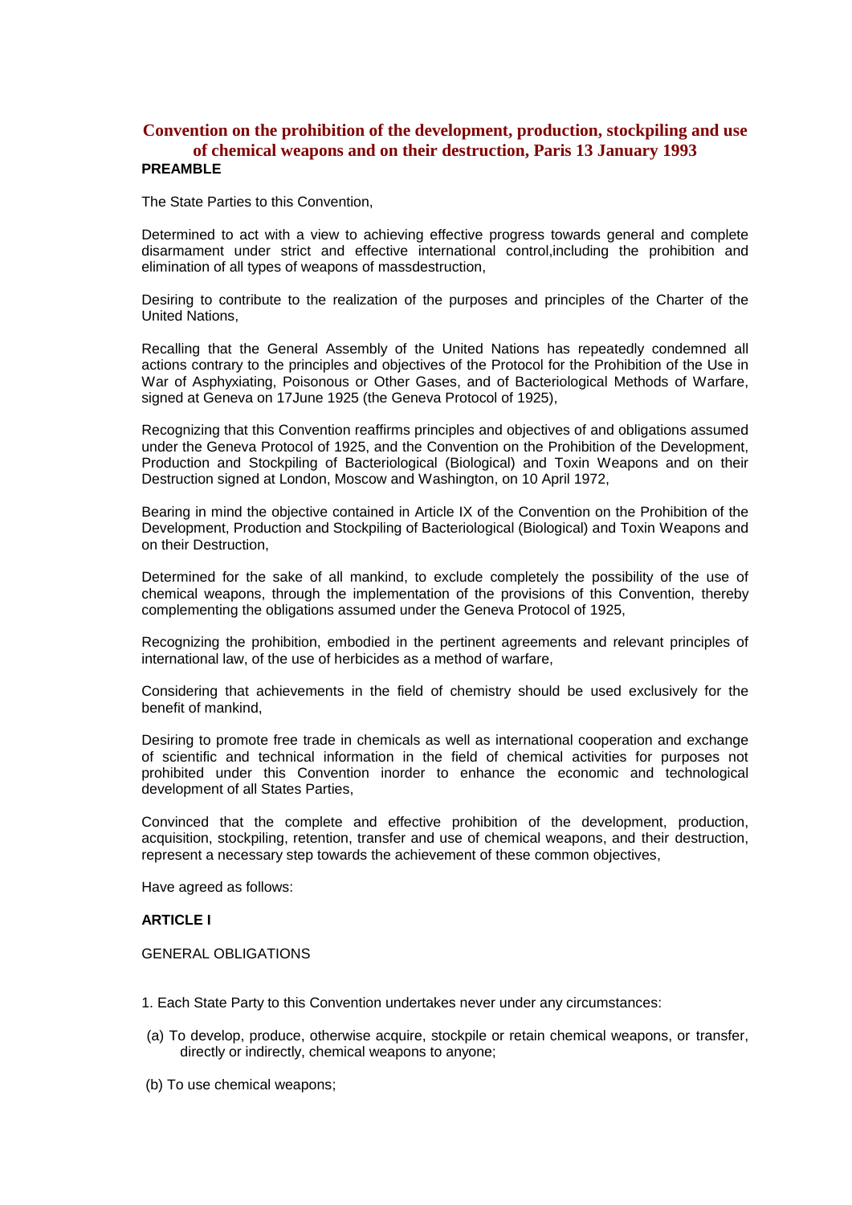# Convention on the prohibition of the development, production, stockpiling and use of chemical weapons and on their destruction, Paris 13 January 1993

**PREAMBLE**

The State Parties to this Convention,

Determined to act with a view to achieving effective progress towards general and complete disarmament under strict and effective international control,including the prohibition and elimination of all types of weapons of massdestruction,

Desiring to contribute to the realization of the purposes and principles of the Charter of the United Nations,

Recalling that the General Assembly of the United Nations has repeatedly condemned all actions contrary to the principles and objectives of the Protocol for the Prohibition of the Use in War of Asphyxiating, Poisonous or Other Gases, and of Bacteriological Methods of Warfare, signed at Geneva on 17June 1925 (the Geneva Protocol of 1925),

Recognizing that this Convention reaffirms principles and objectives of and obligations assumed under the Geneva Protocol of 1925, and the Convention on the Prohibition of the Development, Production and Stockpiling of Bacteriological (Biological) and Toxin Weapons and on their Destruction signed at London, Moscow and Washington, on 10 April 1972,

Bearing in mind the objective contained in Article IX of the Convention on the Prohibition of the Development, Production and Stockpiling of Bacteriological (Biological) and Toxin Weapons and on their Destruction,

Determined for the sake of all mankind, to exclude completely the possibility of the use of chemical weapons, through the implementation of the provisions of this Convention, thereby complementing the obligations assumed under the Geneva Protocol of 1925,

Recognizing the prohibition, embodied in the pertinent agreements and relevant principles of international law, of the use of herbicides as a method of warfare,

Considering that achievements in the field of chemistry should be used exclusively for the benefit of mankind,

Desiring to promote free trade in chemicals as well as international cooperation and exchange of scientific and technical information in the field of chemical activities for purposes not prohibited under this Convention inorder to enhance the economic and technological development of all States Parties,

Convinced that the complete and effective prohibition of the development, production, acquisition, stockpiling, retention, transfer and use of chemical weapons, and their destruction, represent a necessary step towards the achievement of these common objectives,

Have agreed as follows:

**ARTICLE I**

GENERAL OBLIGATIONS

1. Each State Party to this Convention undertakes never under any circumstances:

(a) To develop, produce, otherwise acquire, stockpile or retain chemical weapons, or transfer, directly or indirectly, chemical weapons to anyone;

(b) To use chemical weapons;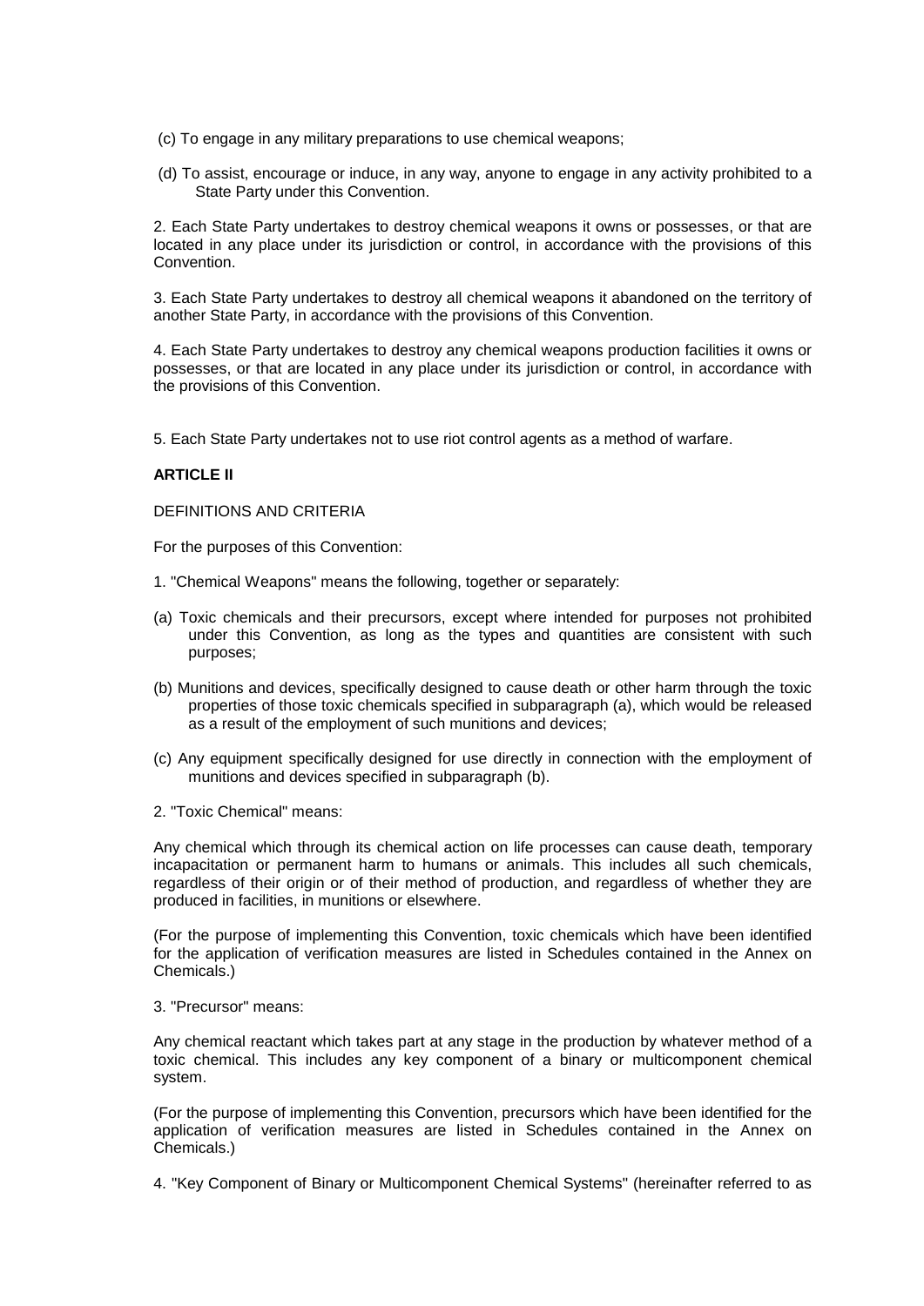(c) To engage in any military preparations to use chemical weapons;

(d) To assist, encourage or induce, in any way, anyone to engage in any activity prohibited to a State Party under this Convention.

2. Each State Party undertakes to destroy chemical weapons it owns or possesses, or that are located in any place under its jurisdiction or control, in accordance with the provisions of this Convention.

3. Each State Party undertakes to destroy all chemical weapons it abandoned on the territory of another State Party, in accordance with the provisions of this Convention.

4. Each State Party undertakes to destroy any chemical weapons production facilities it owns or possesses, or that are located in any place under its jurisdiction or control, in accordance with the provisions of this Convention.

5. Each State Party undertakes not to use riot control agents as a method of warfare.

**ARTICLE II**

DEFINITIONS AND CRITERIA

For the purposes of this Convention:

1. "Chemical Weapons" means the following, together or separately:

(a) Toxic chemicals and their precursors, except where intended for purposes not prohibited under this Convention, as long as the types and quantities are consistent with such purposes;

(b) Munitions and devices, specifically designed to cause death or other harm through the toxic properties of those toxic chemicals specified in subparagraph (a), which would be released as a result of the employment of such munitions and devices;

(c) Any equipment specifically designed for use directly in connection with the employment of munitions and devices specified in subparagraph (b).

2. "Toxic Chemical" means:

Any chemical which through its chemical action on life processes can cause death, temporary incapacitation or permanent harm to humans or animals. This includes all such chemicals, regardless of their origin or of their method of production, and regardless of whether they are produced in facilities, in munitions or elsewhere.

(For the purpose of implementing this Convention, toxic chemicals which have been identified for the application of verification measures are listed in Schedules contained in the Annex on Chemicals.)

3. "Precursor" means:

Any chemical reactant which takes part at any stage in the production by whatever method of a toxic chemical. This includes any key component of a binary or multicomponent chemical system.

(For the purpose of implementing this Convention, precursors which have been identified for the application of verification measures are listed in Schedules contained in the Annex on Chemicals.)

4. "Key Component of Binary or Multicomponent Chemical Systems" (hereinafter referred to as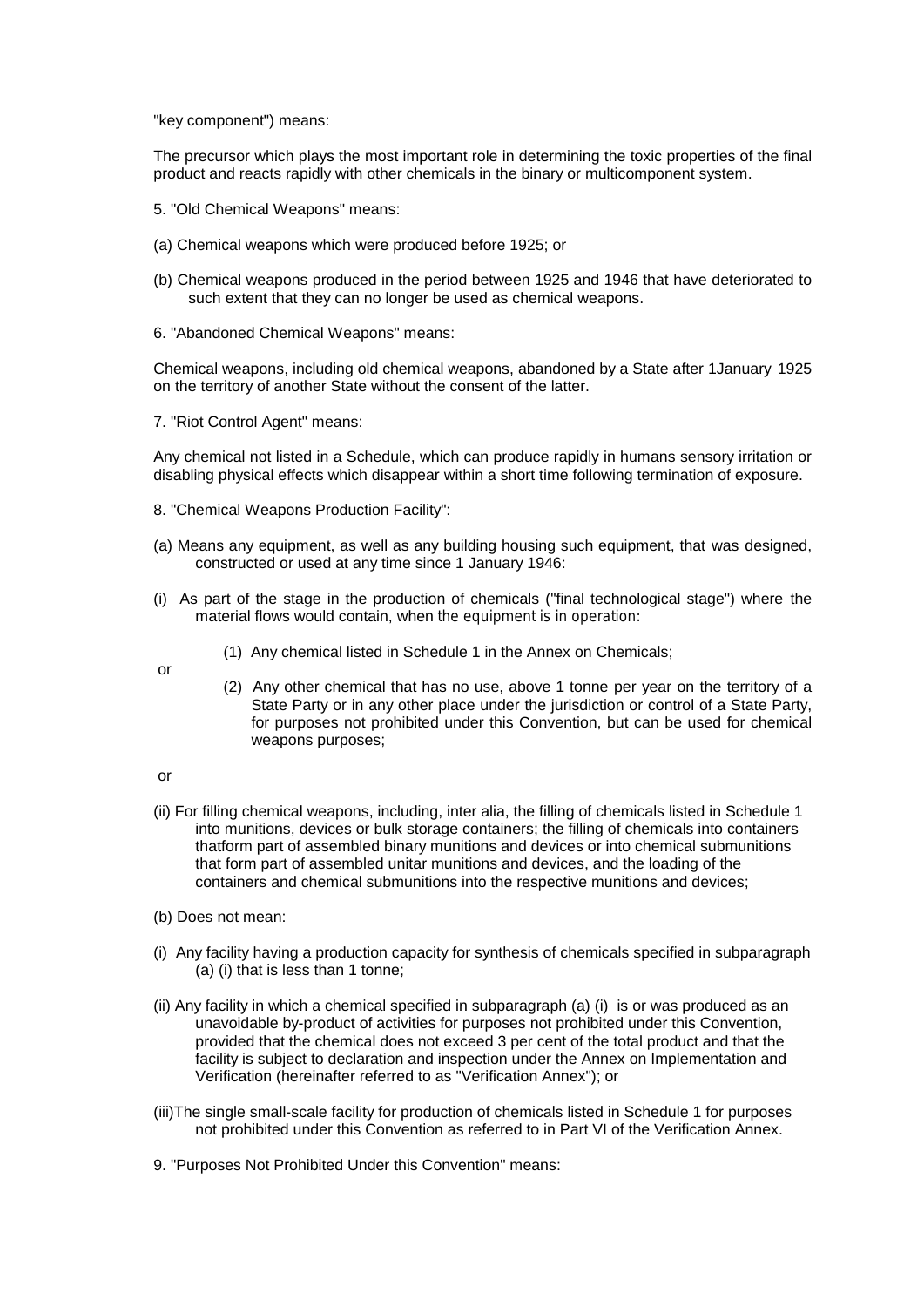"key component") means:

The precursor which plays the most important role in determining the toxic properties of the final product and reacts rapidly with other chemicals in the binary or multicomponent system.

5. "Old Chemical Weapons" means:

(a) Chemical weapons which were produced before 1925; or

(b) Chemical weapons produced in the period between 1925 and 1946 that have deteriorated to such extent that they can no longer be used as chemical weapons.

6. "Abandoned Chemical Weapons" means:

Chemical weapons, including old chemical weapons, abandoned by a State after 1January 1925 on the territory of another State without the consent of the latter.

7. "Riot Control Agent" means:

Any chemical not listed in a Schedule, which can produce rapidly in humans sensory irritation or disabling physical effects which disappear within a short time following termination of exposure.

8. "Chemical Weapons Production Facility":

(a) Means any equipment, as well as any building housing such equipment, that was designed, constructed or used at any time since 1 January 1946:

(i) As part of the stage in the production of chemicals ("final technological stage") where the material flows would contain, when the equipment is in operation:

(1) Any chemical listed in Schedule 1 in the Annex on Chemicals;

or

(2) Any other chemical that has no use, above 1 tonne per year on the territory of a State Party or in any other place under the jurisdiction or control of a State Party, for purposes not prohibited under this Convention, but can be used for chemical weapons purposes;

or

(ii) For filling chemical weapons, including, inter alia, the filling of chemicals listed in Schedule 1 into munitions, devices or bulk storage containers; the filling of chemicals into containers thatform part of assembled binary munitions and devices or into chemical submunitions that form part of assembled unitar munitions and devices, and the loading of the containers and chemical submunitions into the respective munitions and devices;

(b) Does not mean:

(i) Any facility having a production capacity for synthesis of chemicals specified in subparagraph (a) (i) that is less than 1 tonne;

(ii) Any facility in which a chemical specified in subparagraph (a) (i) is or was produced as an unavoidable by-product of activities for purposes not prohibited under this Convention, provided that the chemical does not exceed 3 per cent of the total product and that the facility is subject to declaration and inspection under the Annex on Implementation and Verification (hereinafter referred to as "Verification Annex"); or

(iii)The single small-scale facility for production of chemicals listed in Schedule 1 for purposes not prohibited under this Convention as referred to in Part VI of the Verification Annex.

9. "Purposes Not Prohibited Under this Convention" means: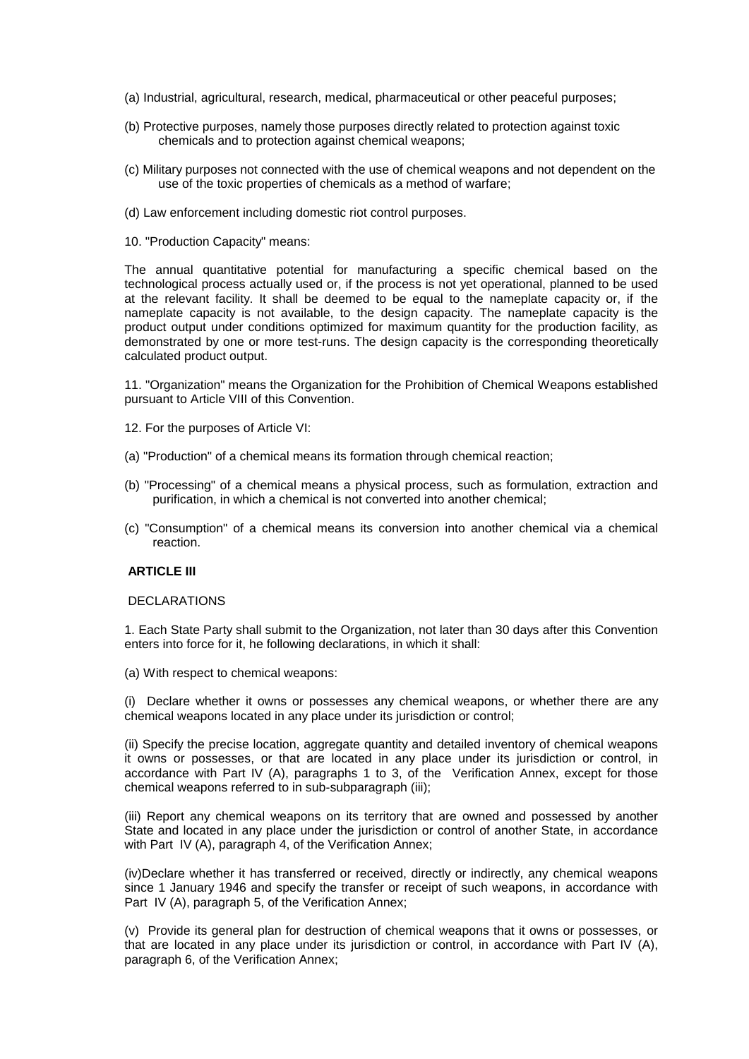(a) Industrial, agricultural, research, medical, pharmaceutical or other peaceful purposes;

(b) Protective purposes, namely those purposes directly related to protection against toxic chemicals and to protection against chemical weapons;

(c) Military purposes not connected with the use of chemical weapons and not dependent on the use of the toxic properties of chemicals as a method of warfare;

(d) Law enforcement including domestic riot control purposes.

10. "Production Capacity" means:

The annual quantitative potential for manufacturing a specific chemical based on the technological process actually used or, if the process is not yet operational, planned to be used at the relevant facility. It shall be deemed to be equal to the nameplate capacity or, if the nameplate capacity is not available, to the design capacity. The nameplate capacity is the product output under conditions optimized for maximum quantity for the production facility, as demonstrated by one or more test-runs. The design capacity is the corresponding theoretically calculated product output.

11. "Organization" means the Organization for the Prohibition of Chemical Weapons established pursuant to Article VIII of this Convention.

12. For the purposes of Article VI:

(a) "Production" of a chemical means its formation through chemical reaction;

(b) "Processing" of a chemical means a physical process, such as formulation, extraction and purification, in which a chemical is not converted into another chemical;

(c) "Consumption" of a chemical means its conversion into another chemical via a chemical reaction.

**ARTICLE III**

DECLARATIONS

1. Each State Party shall submit to the Organization, not later than 30 days after this Convention enters into force for it, he following declarations, in which it shall:

(a) With respect to chemical weapons:

(i) Declare whether it owns or possesses any chemical weapons, or whether there are any chemical weapons located in any place under its jurisdiction or control;

(ii) Specify the precise location, aggregate quantity and detailed inventory of chemical weapons it owns or possesses, or that are located in any place under its jurisdiction or control, in accordance with Part IV (A), paragraphs 1 to 3, of the Verification Annex, except for those chemical weapons referred to in sub-subparagraph (iii);

(iii) Report any chemical weapons on its territory that are owned and possessed by another State and located in any place under the jurisdiction or control of another State, in accordance with Part IV (A), paragraph 4, of the Verification Annex;

(iv)Declare whether it has transferred or received, directly or indirectly, any chemical weapons since 1 January 1946 and specify the transfer or receipt of such weapons, in accordance with Part IV (A), paragraph 5, of the Verification Annex;

(v) Provide its general plan for destruction of chemical weapons that it owns or possesses, or that are located in any place under its jurisdiction or control, in accordance with Part IV (A), paragraph 6, of the Verification Annex;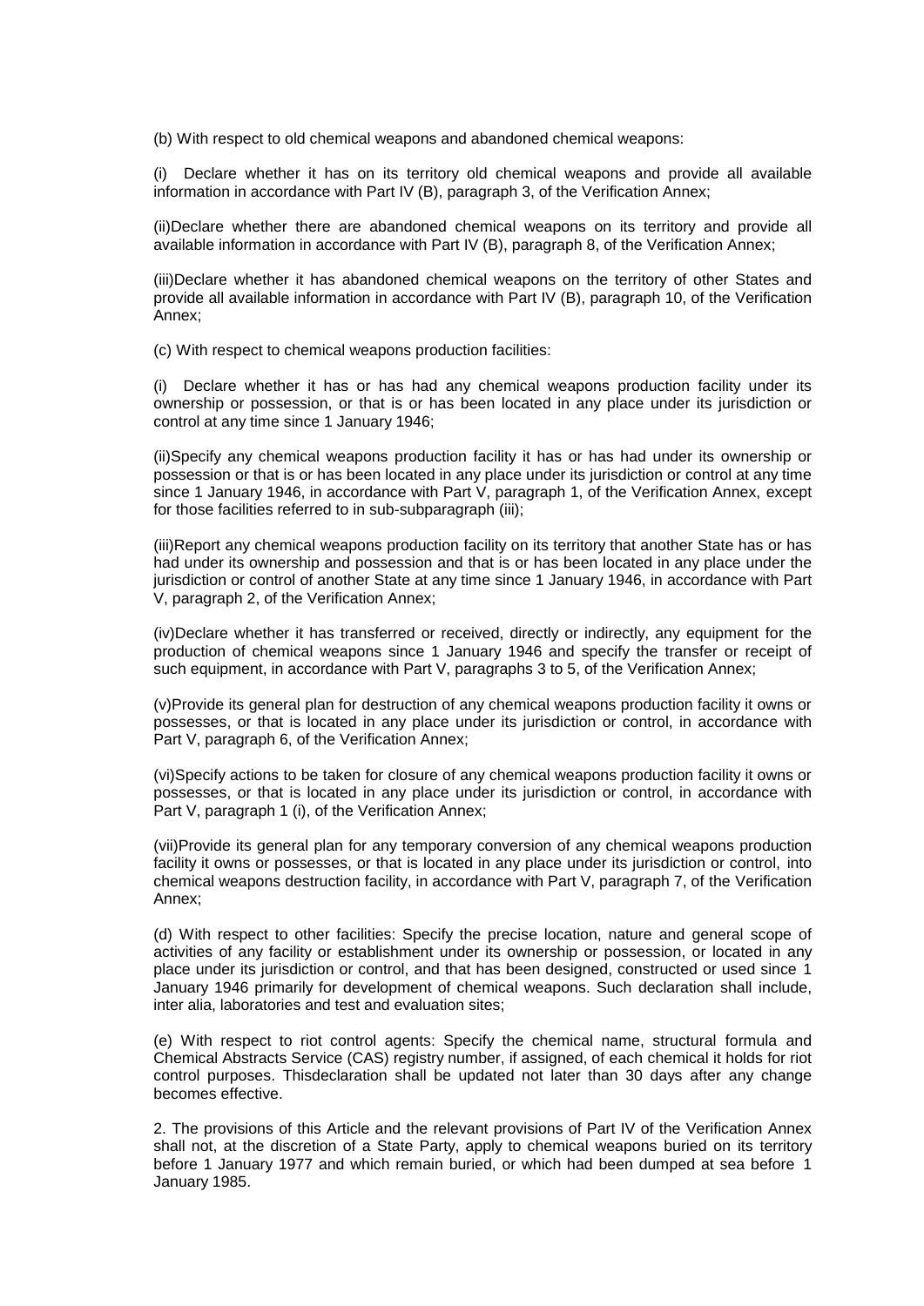(b) With respect to old chemical weapons and abandoned chemical weapons:

(i) Declare whether it has on its territory old chemical weapons and provide all available information in accordance with Part IV (B), paragraph 3, of the Verification Annex;

(ii)Declare whether there are abandoned chemical weapons on its territory and provide all available information in accordance with Part IV (B), paragraph 8, of the Verification Annex;

(iii)Declare whether it has abandoned chemical weapons on the territory of other States and provide all available information in accordance with Part IV (B), paragraph 10, of the Verification Annex;

(c) With respect to chemical weapons production facilities:

(i) Declare whether it has or has had any chemical weapons production facility under its ownership or possession, or that is or has been located in any place under its jurisdiction or control at any time since 1 January 1946;

(ii)Specify any chemical weapons production facility it has or has had under its ownership or possession or that is or has been located in any place under its jurisdiction or control at any time since 1 January 1946, in accordance with Part V, paragraph 1, of the Verification Annex, except for those facilities referred to in sub-subparagraph (iii);

(iii)Report any chemical weapons production facility on its territory that another State has or has had under its ownership and possession and that is or has been located in any place under the jurisdiction or control of another State at any time since 1 January 1946, in accordance with Part V, paragraph 2, of the Verification Annex;

(iv)Declare whether it has transferred or received, directly or indirectly, any equipment for the production of chemical weapons since 1 January 1946 and specify the transfer or receipt of such equipment, in accordance with Part V, paragraphs 3 to 5, of the Verification Annex;

(v)Provide its general plan for destruction of any chemical weapons production facility it owns or possesses, or that is located in any place under its jurisdiction or control, in accordance with Part V, paragraph 6, of the Verification Annex;

(vi)Specify actions to be taken for closure of any chemical weapons production facility it owns or possesses, or that is located in any place under its jurisdiction or control, in accordance with Part V, paragraph 1 (i), of the Verification Annex;

(vii)Provide its general plan for any temporary conversion of any chemical weapons production facility it owns or possesses, or that is located in any place under its jurisdiction or control, into chemical weapons destruction facility, in accordance with Part V, paragraph 7, of the Verification Annex;

(d) With respect to other facilities: Specify the precise location, nature and general scope of activities of any facility or establishment under its ownership or possession, or located in any place under its jurisdiction or control, and that has been designed, constructed or used since 1 January 1946 primarily for development of chemical weapons. Such declaration shall include, inter alia, laboratories and test and evaluation sites;

(e) With respect to riot control agents: Specify the chemical name, structural formula and Chemical Abstracts Service (CAS) registry number, if assigned, of each chemical it holds for riot control purposes. Thisdeclaration shall be updated not later than 30 days after any change becomes effective.

2. The provisions of this Article and the relevant provisions of Part IV of the Verification Annex shall not, at the discretion of a State Party, apply to chemical weapons buried on its territory before 1 January 1977 and which remain buried, or which had been dumped at sea before 1 January 1985.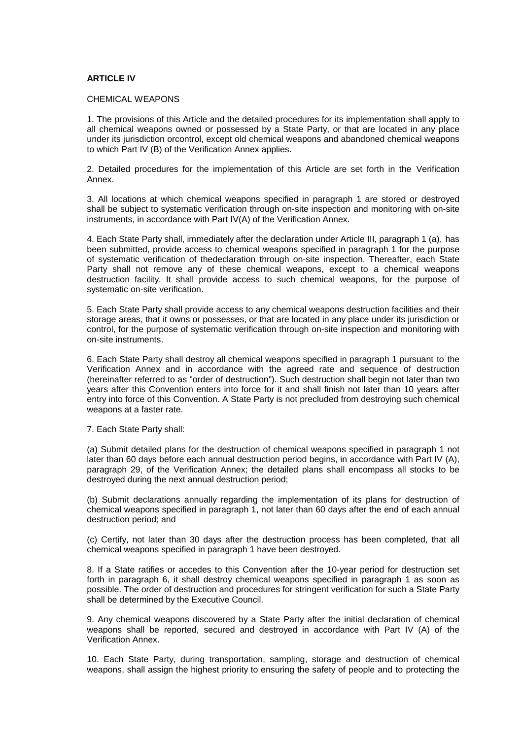**ARTICLE IV**

CHEMICAL WEAPONS

1. The provisions of this Article and the detailed procedures for its implementation shall apply to all chemical weapons owned or possessed by a State Party, or that are located in any place under its jurisdiction orcontrol, except old chemical weapons and abandoned chemical weapons to which Part IV (B) of the Verification Annex applies.

2. Detailed procedures for the implementation of this Article are set forth in the Verification Annex.

3. All locations at which chemical weapons specified in paragraph 1 are stored or destroyed shall be subject to systematic verification through on-site inspection and monitoring with on-site instruments, in accordance with Part IV(A) of the Verification Annex.

4. Each State Party shall, immediately after the declaration under Article III, paragraph 1 (a), has been submitted, provide access to chemical weapons specified in paragraph 1 for the purpose of systematic verification of thedeclaration through on-site inspection. Thereafter, each State Party shall not remove any of these chemical weapons, except to a chemical weapons destruction facility. It shall provide access to such chemical weapons, for the purpose of systematic on-site verification.

5. Each State Party shall provide access to any chemical weapons destruction facilities and their storage areas, that it owns or possesses, or that are located in any place under its jurisdiction or control, for the purpose of systematic verification through on-site inspection and monitoring with on-site instruments.

6. Each State Party shall destroy all chemical weapons specified in paragraph 1 pursuant to the Verification Annex and in accordance with the agreed rate and sequence of destruction (hereinafter referred to as "order of destruction"). Such destruction shall begin not later than two years after this Convention enters into force for it and shall finish not later than 10 years after entry into force of this Convention. A State Party is not precluded from destroying such chemical weapons at a faster rate.

7. Each State Party shall:

(a) Submit detailed plans for the destruction of chemical weapons specified in paragraph 1 not later than 60 days before each annual destruction period begins, in accordance with Part IV (A), paragraph 29, of the Verification Annex; the detailed plans shall encompass all stocks to be destroyed during the next annual destruction period;

(b) Submit declarations annually regarding the implementation of its plans for destruction of chemical weapons specified in paragraph 1, not later than 60 days after the end of each annual destruction period; and

(c) Certify, not later than 30 days after the destruction process has been completed, that all chemical weapons specified in paragraph 1 have been destroyed.

8. If a State ratifies or accedes to this Convention after the 10-year period for destruction set forth in paragraph 6, it shall destroy chemical weapons specified in paragraph 1 as soon as possible. The order of destruction and procedures for stringent verification for such a State Party shall be determined by the Executive Council.

9. Any chemical weapons discovered by a State Party after the initial declaration of chemical weapons shall be reported, secured and destroyed in accordance with Part IV (A) of the Verification Annex.

10. Each State Party, during transportation, sampling, storage and destruction of chemical weapons, shall assign the highest priority to ensuring the safety of people and to protecting the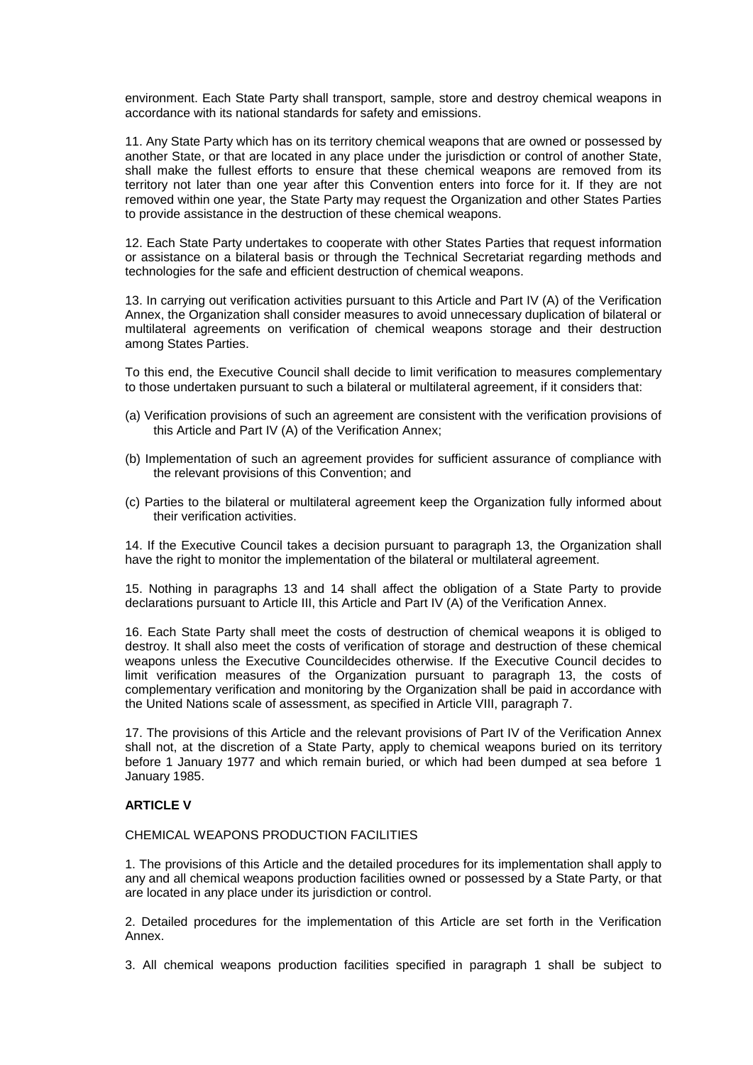environment. Each State Party shall transport, sample, store and destroy chemical weapons in accordance with its national standards for safety and emissions.

11. Any State Party which has on its territory chemical weapons that are owned or possessed by another State, or that are located in any place under the jurisdiction or control of another State, shall make the fullest efforts to ensure that these chemical weapons are removed from its territory not later than one year after this Convention enters into force for it. If they are not removed within one year, the State Party may request the Organization and other States Parties to provide assistance in the destruction of these chemical weapons.

12. Each State Party undertakes to cooperate with other States Parties that request information or assistance on a bilateral basis or through the Technical Secretariat regarding methods and technologies for the safe and efficient destruction of chemical weapons.

13. In carrying out verification activities pursuant to this Article and Part IV (A) of the Verification Annex, the Organization shall consider measures to avoid unnecessary duplication of bilateral or multilateral agreements on verification of chemical weapons storage and their destruction among States Parties.

To this end, the Executive Council shall decide to limit verification to measures complementary to those undertaken pursuant to such a bilateral or multilateral agreement, if it considers that:

(a) Verification provisions of such an agreement are consistent with the verification provisions of this Article and Part IV (A) of the Verification Annex;

(b) Implementation of such an agreement provides for sufficient assurance of compliance with the relevant provisions of this Convention; and

(c) Parties to the bilateral or multilateral agreement keep the Organization fully informed about their verification activities.

14. If the Executive Council takes a decision pursuant to paragraph 13, the Organization shall have the right to monitor the implementation of the bilateral or multilateral agreement.

15. Nothing in paragraphs 13 and 14 shall affect the obligation of a State Party to provide declarations pursuant to Article III, this Article and Part IV (A) of the Verification Annex.

16. Each State Party shall meet the costs of destruction of chemical weapons it is obliged to destroy. It shall also meet the costs of verification of storage and destruction of these chemical weapons unless the Executive Councildecides otherwise. If the Executive Council decides to limit verification measures of the Organization pursuant to paragraph 13, the costs of complementary verification and monitoring by the Organization shall be paid in accordance with the United Nations scale of assessment, as specified in Article VIII, paragraph 7.

17. The provisions of this Article and the relevant provisions of Part IV of the Verification Annex shall not, at the discretion of a State Party, apply to chemical weapons buried on its territory before 1 January 1977 and which remain buried, or which had been dumped at sea before 1 January 1985.

**ARTICLE V**

CHEMICAL WEAPONS PRODUCTION FACILITIES

1. The provisions of this Article and the detailed procedures for its implementation shall apply to any and all chemical weapons production facilities owned or possessed by a State Party, or that are located in any place under its jurisdiction or control.

2. Detailed procedures for the implementation of this Article are set forth in the Verification Annex.

3. All chemical weapons production facilities specified in paragraph 1 shall be subject to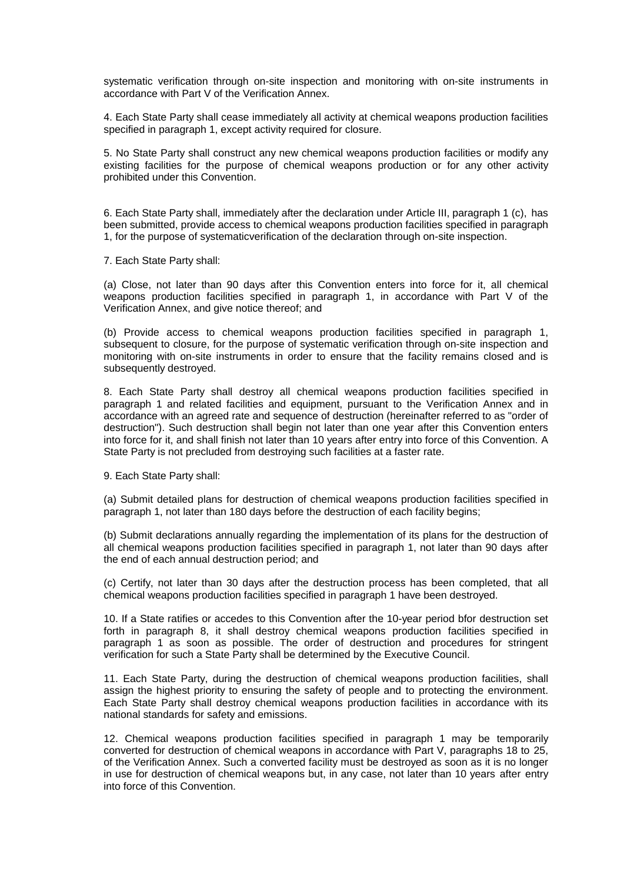systematic verification through on-site inspection and monitoring with on-site instruments in accordance with Part V of the Verification Annex.

4. Each State Party shall cease immediately all activity at chemical weapons production facilities specified in paragraph 1, except activity required for closure.

5. No State Party shall construct any new chemical weapons production facilities or modify any existing facilities for the purpose of chemical weapons production or for any other activity prohibited under this Convention.

6. Each State Party shall, immediately after the declaration under Article III, paragraph 1 (c), has been submitted, provide access to chemical weapons production facilities specified in paragraph 1, for the purpose of systematicverification of the declaration through on-site inspection.

7. Each State Party shall:

(a) Close, not later than 90 days after this Convention enters into force for it, all chemical weapons production facilities specified in paragraph 1, in accordance with Part V of the Verification Annex, and give notice thereof; and

(b) Provide access to chemical weapons production facilities specified in paragraph 1, subsequent to closure, for the purpose of systematic verification through on-site inspection and monitoring with on-site instruments in order to ensure that the facility remains closed and is subsequently destroyed.

8. Each State Party shall destroy all chemical weapons production facilities specified in paragraph 1 and related facilities and equipment, pursuant to the Verification Annex and in accordance with an agreed rate and sequence of destruction (hereinafter referred to as "order of destruction"). Such destruction shall begin not later than one year after this Convention enters into force for it, and shall finish not later than 10 years after entry into force of this Convention. A State Party is not precluded from destroying such facilities at a faster rate.

9. Each State Party shall:

(a) Submit detailed plans for destruction of chemical weapons production facilities specified in paragraph 1, not later than 180 days before the destruction of each facility begins;

(b) Submit declarations annually regarding the implementation of its plans for the destruction of all chemical weapons production facilities specified in paragraph 1, not later than 90 days after the end of each annual destruction period; and

(c) Certify, not later than 30 days after the destruction process has been completed, that all chemical weapons production facilities specified in paragraph 1 have been destroyed.

10. If a State ratifies or accedes to this Convention after the 10-year period bfor destruction set forth in paragraph 8, it shall destroy chemical weapons production facilities specified in paragraph 1 as soon as possible. The order of destruction and procedures for stringent verification for such a State Party shall be determined by the Executive Council.

11. Each State Party, during the destruction of chemical weapons production facilities, shall assign the highest priority to ensuring the safety of people and to protecting the environment. Each State Party shall destroy chemical weapons production facilities in accordance with its national standards for safety and emissions.

12. Chemical weapons production facilities specified in paragraph 1 may be temporarily converted for destruction of chemical weapons in accordance with Part V, paragraphs 18 to 25, of the Verification Annex. Such a converted facility must be destroyed as soon as it is no longer in use for destruction of chemical weapons but, in any case, not later than 10 years after entry into force of this Convention.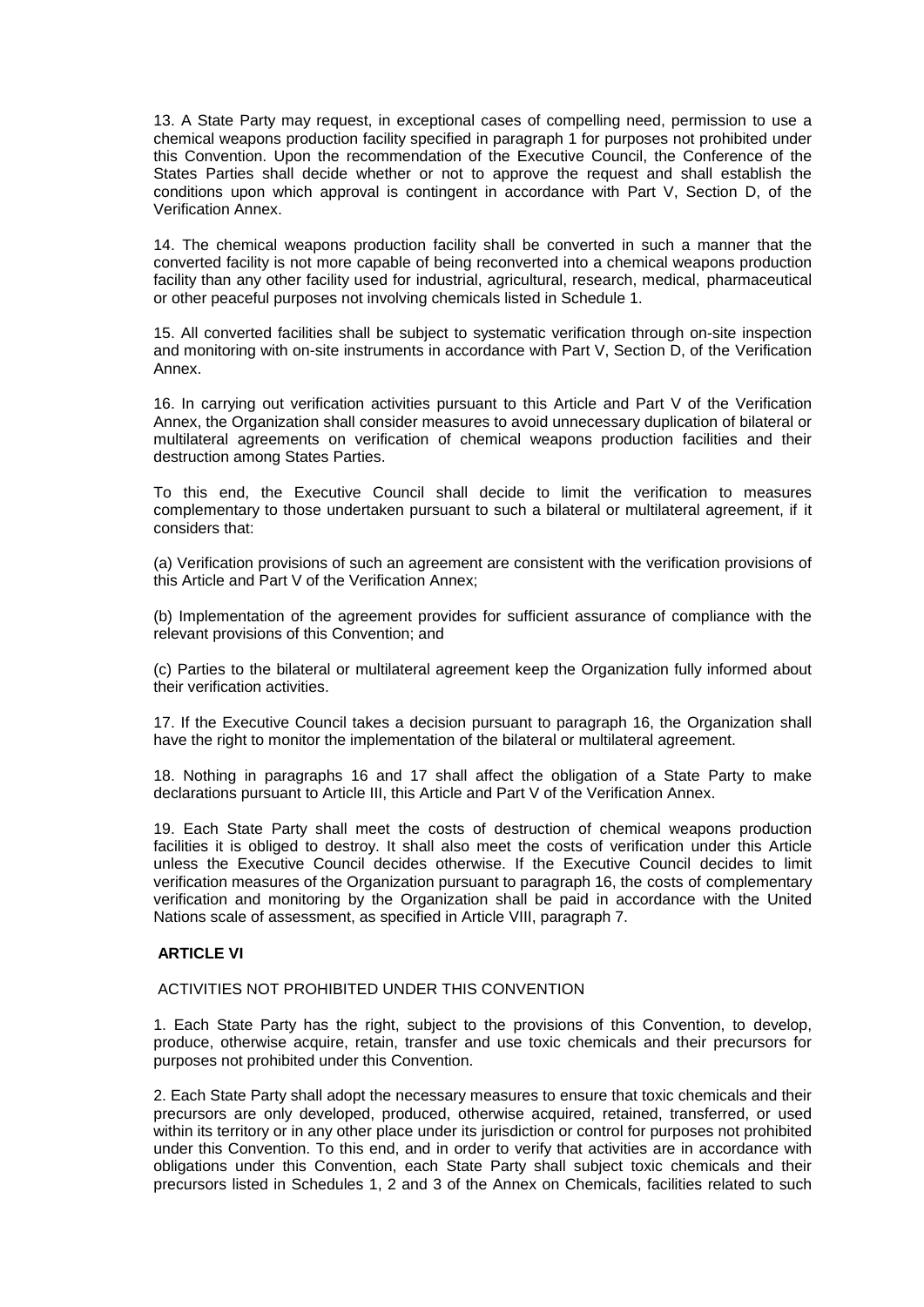13. A State Party may request, in exceptional cases of compelling need, permission to use a chemical weapons production facility specified in paragraph 1 for purposes not prohibited under this Convention. Upon the recommendation of the Executive Council, the Conference of the States Parties shall decide whether or not to approve the request and shall establish the conditions upon which approval is contingent in accordance with Part V, Section D, of the Verification Annex.

14. The chemical weapons production facility shall be converted in such a manner that the converted facility is not more capable of being reconverted into a chemical weapons production facility than any other facility used for industrial, agricultural, research, medical, pharmaceutical or other peaceful purposes not involving chemicals listed in Schedule 1.

15. All converted facilities shall be subject to systematic verification through on-site inspection and monitoring with on-site instruments in accordance with Part V, Section D, of the Verification Annex.

16. In carrying out verification activities pursuant to this Article and Part V of the Verification Annex, the Organization shall consider measures to avoid unnecessary duplication of bilateral or multilateral agreements on verification of chemical weapons production facilities and their destruction among States Parties.

To this end, the Executive Council shall decide to limit the verification to measures complementary to those undertaken pursuant to such a bilateral or multilateral agreement, if it considers that:

(a) Verification provisions of such an agreement are consistent with the verification provisions of this Article and Part V of the Verification Annex;

(b) Implementation of the agreement provides for sufficient assurance of compliance with the relevant provisions of this Convention; and

(c) Parties to the bilateral or multilateral agreement keep the Organization fully informed about their verification activities.

17. If the Executive Council takes a decision pursuant to paragraph 16, the Organization shall have the right to monitor the implementation of the bilateral or multilateral agreement.

18. Nothing in paragraphs 16 and 17 shall affect the obligation of a State Party to make declarations pursuant to Article III, this Article and Part V of the Verification Annex.

19. Each State Party shall meet the costs of destruction of chemical weapons production facilities it is obliged to destroy. It shall also meet the costs of verification under this Article unless the Executive Council decides otherwise. If the Executive Council decides to limit verification measures of the Organization pursuant to paragraph 16, the costs of complementary verification and monitoring by the Organization shall be paid in accordance with the United Nations scale of assessment, as specified in Article VIII, paragraph 7.

## ARTICLE VI

### ACTIVITIES NOT PROHIBITED UNDER THIS CONVENTION

1. Each State Party has the right, subject to the provisions of this Convention, to develop, produce, otherwise acquire, retain, transfer and use toxic chemicals and their precursors for purposes not prohibited under this Convention.

2. Each State Party shall adopt the necessary measures to ensure that toxic chemicals and their precursors are only developed, produced, otherwise acquired, retained, transferred, or used within its territory or in any other place under its jurisdiction or control for purposes not prohibited under this Convention. To this end, and in order to verify that activities are in accordance with obligations under this Convention, each State Party shall subject toxic chemicals and their precursors listed in Schedules 1, 2 and 3 of the Annex on Chemicals, facilities related to such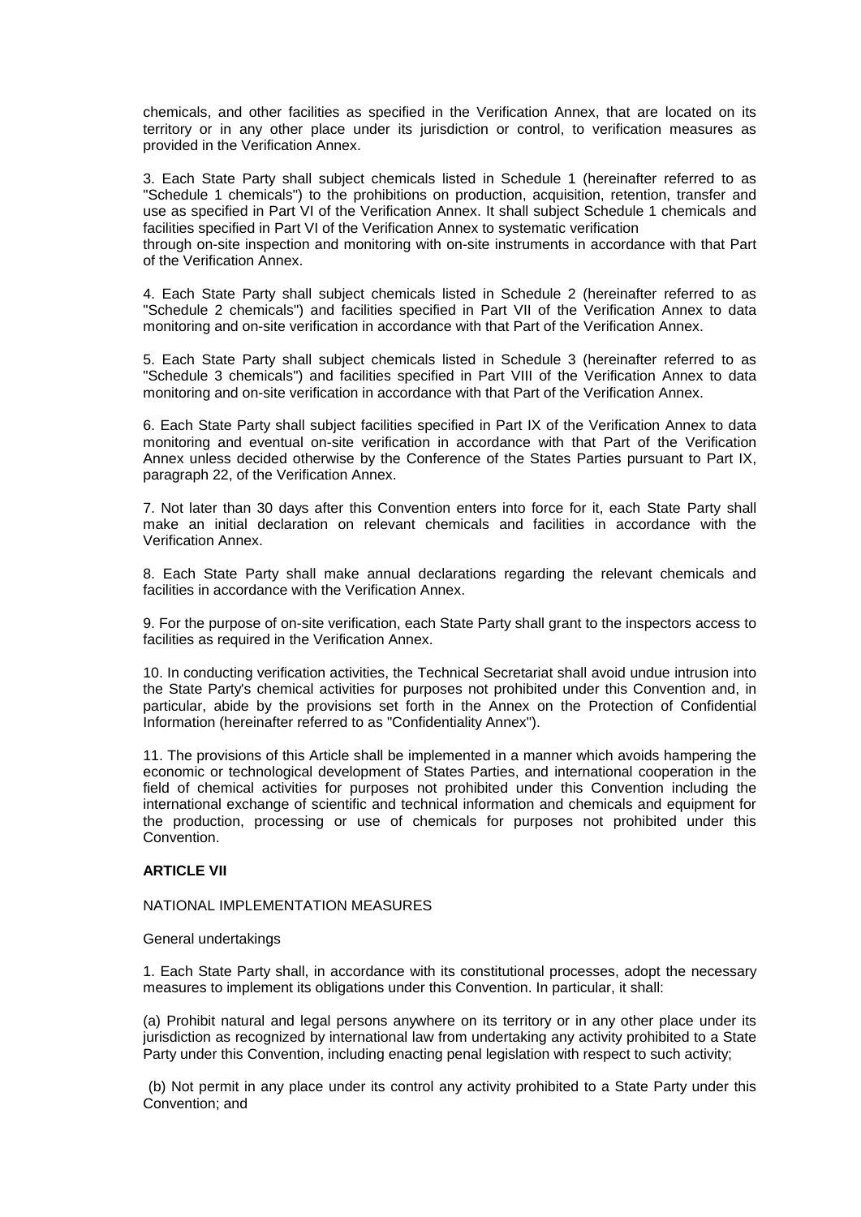chemicals, and other facilities as specified in the Verification Annex, that are located on its territory or in any other place under its jurisdiction or control, to verification measures as provided in the Verification Annex.

3. Each State Party shall subject chemicals listed in Schedule 1 (hereinafter referred to as "Schedule 1 chemicals") to the prohibitions on production, acquisition, retention, transfer and use as specified in Part VI of the Verification Annex. It shall subject Schedule 1 chemicals and facilities specified in Part VI of the Verification Annex to systematic verification through on-site inspection and monitoring with on-site instruments in accordance with that Part of the Verification Annex.

4. Each State Party shall subject chemicals listed in Schedule 2 (hereinafter referred to as "Schedule 2 chemicals") and facilities specified in Part VII of the Verification Annex to data monitoring and on-site verification in accordance with that Part of the Verification Annex.

5. Each State Party shall subject chemicals listed in Schedule 3 (hereinafter referred to as "Schedule 3 chemicals") and facilities specified in Part VIII of the Verification Annex to data monitoring and on-site verification in accordance with that Part of the Verification Annex.

6. Each State Party shall subject facilities specified in Part IX of the Verification Annex to data monitoring and eventual on-site verification in accordance with that Part of the Verification Annex unless decided otherwise by the Conference of the States Parties pursuant to Part IX, paragraph 22, of the Verification Annex.

7. Not later than 30 days after this Convention enters into force for it, each State Party shall make an initial declaration on relevant chemicals and facilities in accordance with the Verification Annex.

8. Each State Party shall make annual declarations regarding the relevant chemicals and facilities in accordance with the Verification Annex.

9. For the purpose of on-site verification, each State Party shall grant to the inspectors access to facilities as required in the Verification Annex.

10. In conducting verification activities, the Technical Secretariat shall avoid undue intrusion into the State Party's chemical activities for purposes not prohibited under this Convention and, in particular, abide by the provisions set forth in the Annex on the Protection of Confidential Information (hereinafter referred to as "Confidentiality Annex").

11. The provisions of this Article shall be implemented in a manner which avoids hampering the economic or technological development of States Parties, and international cooperation in the field of chemical activities for purposes not prohibited under this Convention including the international exchange of scientific and technical information and chemicals and equipment for the production, processing or use of chemicals for purposes not prohibited under this Convention.

## ARTICLE VII

NATIONAL IMPLEMENTATION MEASURES

General undertakings

1. Each State Party shall, in accordance with its constitutional processes, adopt the necessary measures to implement its obligations under this Convention. In particular, it shall:

(a) Prohibit natural and legal persons anywhere on its territory or in any other place under its jurisdiction as recognized by international law from undertaking any activity prohibited to a State Party under this Convention, including enacting penal legislation with respect to such activity;

(b) Not permit in any place under its control any activity prohibited to a State Party under this Convention; and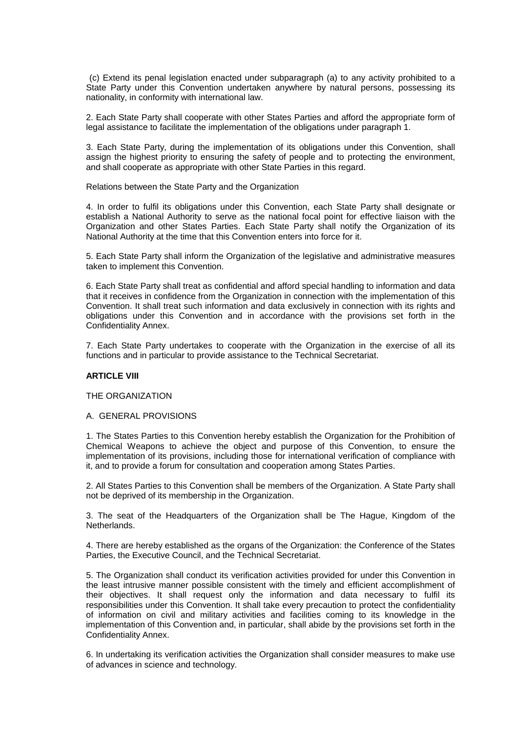(c) Extend its penal legislation enacted under subparagraph (a) to any activity prohibited to a State Party under this Convention undertaken anywhere by natural persons, possessing its nationality, in conformity with international law.

2. Each State Party shall cooperate with other States Parties and afford the appropriate form of legal assistance to facilitate the implementation of the obligations under paragraph 1.

3. Each State Party, during the implementation of its obligations under this Convention, shall assign the highest priority to ensuring the safety of people and to protecting the environment, and shall cooperate as appropriate with other State Parties in this regard.

Relations between the State Party and the Organization

4. In order to fulfil its obligations under this Convention, each State Party shall designate or establish a National Authority to serve as the national focal point for effective liaison with the Organization and other States Parties. Each State Party shall notify the Organization of its National Authority at the time that this Convention enters into force for it.

5. Each State Party shall inform the Organization of the legislative and administrative measures taken to implement this Convention.

6. Each State Party shall treat as confidential and afford special handling to information and data that it receives in confidence from the Organization in connection with the implementation of this Convention. It shall treat such information and data exclusively in connection with its rights and obligations under this Convention and in accordance with the provisions set forth in the Confidentiality Annex.

7. Each State Party undertakes to cooperate with the Organization in the exercise of all its functions and in particular to provide assistance to the Technical Secretariat.

## ARTICLE VIII

THE ORGANIZATION

A. GENERAL PROVISIONS

1. The States Parties to this Convention hereby establish the Organization for the Prohibition of Chemical Weapons to achieve the object and purpose of this Convention, to ensure the implementation of its provisions, including those for international verification of compliance with it, and to provide a forum for consultation and cooperation among States Parties.

2. All States Parties to this Convention shall be members of the Organization. A State Party shall not be deprived of its membership in the Organization.

3. The seat of the Headquarters of the Organization shall be The Hague, Kingdom of the Netherlands.

4. There are hereby established as the organs of the Organization: the Conference of the States Parties, the Executive Council, and the Technical Secretariat.

5. The Organization shall conduct its verification activities provided for under this Convention in the least intrusive manner possible consistent with the timely and efficient accomplishment of their objectives. It shall request only the information and data necessary to fulfil its responsibilities under this Convention. It shall take every precaution to protect the confidentiality of information on civil and military activities and facilities coming to its knowledge in the implementation of this Convention and, in particular, shall abide by the provisions set forth in the Confidentiality Annex.

6. In undertaking its verification activities the Organization shall consider measures to make use of advances in science and technology.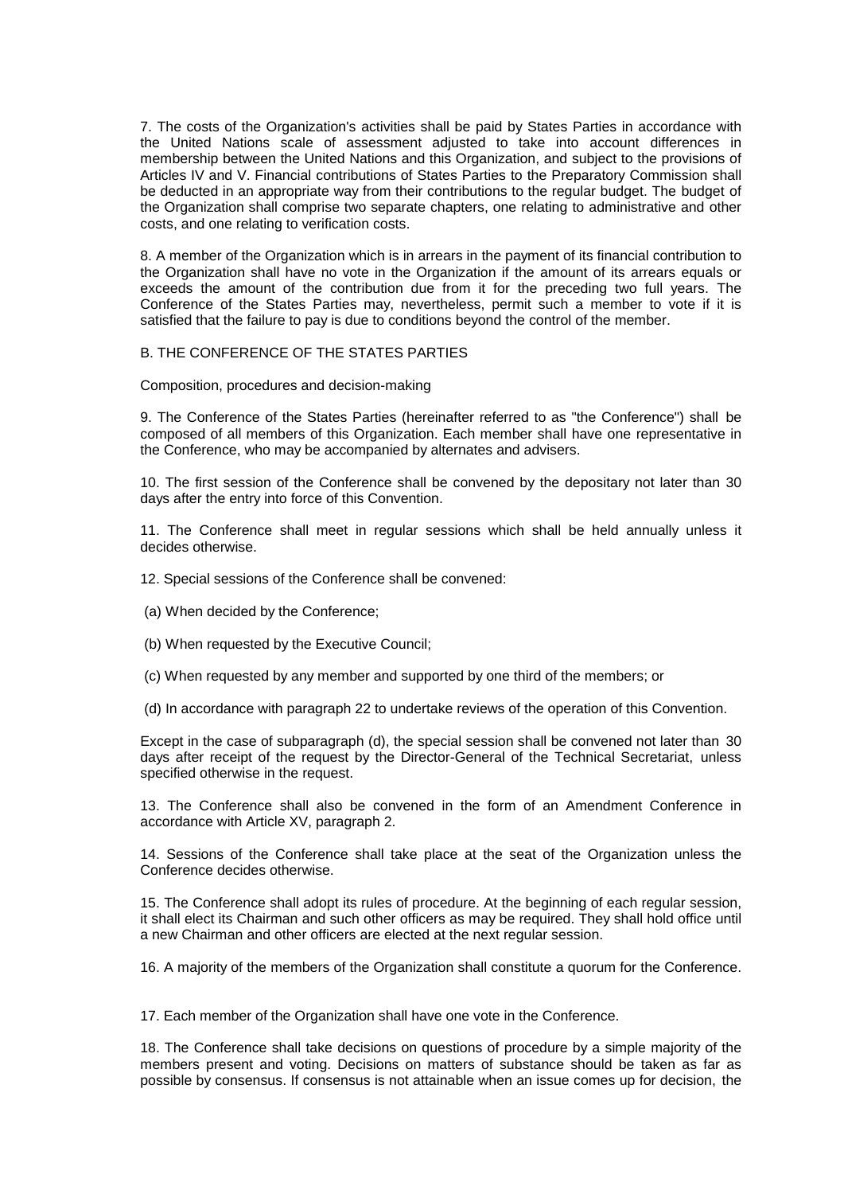7. The costs of the Organization's activities shall be paid by States Parties in accordance with the United Nations scale of assessment adjusted to take into account differences in membership between the United Nations and this Organization, and subject to the provisions of Articles IV and V. Financial contributions of States Parties to the Preparatory Commission shall be deducted in an appropriate way from their contributions to the regular budget. The budget of the Organization shall comprise two separate chapters, one relating to administrative and other costs, and one relating to verification costs.

8. A member of the Organization which is in arrears in the payment of its financial contribution to the Organization shall have no vote in the Organization if the amount of its arrears equals or exceeds the amount of the contribution due from it for the preceding two full years. The Conference of the States Parties may, nevertheless, permit such a member to vote if it is satisfied that the failure to pay is due to conditions beyond the control of the member.

## B. THE CONFERENCE OF THE STATES PARTIES

### Composition, procedures and decision-making

9. The Conference of the States Parties (hereinafter referred to as "the Conference") shall be composed of all members of this Organization. Each member shall have one representative in the Conference, who may be accompanied by alternates and advisers.

10. The first session of the Conference shall be convened by the depositary not later than 30 days after the entry into force of this Convention.

11. The Conference shall meet in regular sessions which shall be held annually unless it decides otherwise.

12. Special sessions of the Conference shall be convened:

(a) When decided by the Conference;

(b) When requested by the Executive Council;

(c) When requested by any member and supported by one third of the members; or

(d) In accordance with paragraph 22 to undertake reviews of the operation of this Convention.

Except in the case of subparagraph (d), the special session shall be convened not later than 30 days after receipt of the request by the Director-General of the Technical Secretariat, unless specified otherwise in the request.

13. The Conference shall also be convened in the form of an Amendment Conference in accordance with Article XV, paragraph 2.

14. Sessions of the Conference shall take place at the seat of the Organization unless the Conference decides otherwise.

15. The Conference shall adopt its rules of procedure. At the beginning of each regular session, it shall elect its Chairman and such other officers as may be required. They shall hold office until a new Chairman and other officers are elected at the next regular session.

16. A majority of the members of the Organization shall constitute a quorum for the Conference.

17. Each member of the Organization shall have one vote in the Conference.

18. The Conference shall take decisions on questions of procedure by a simple majority of the members present and voting. Decisions on matters of substance should be taken as far as possible by consensus. If consensus is not attainable when an issue comes up for decision, the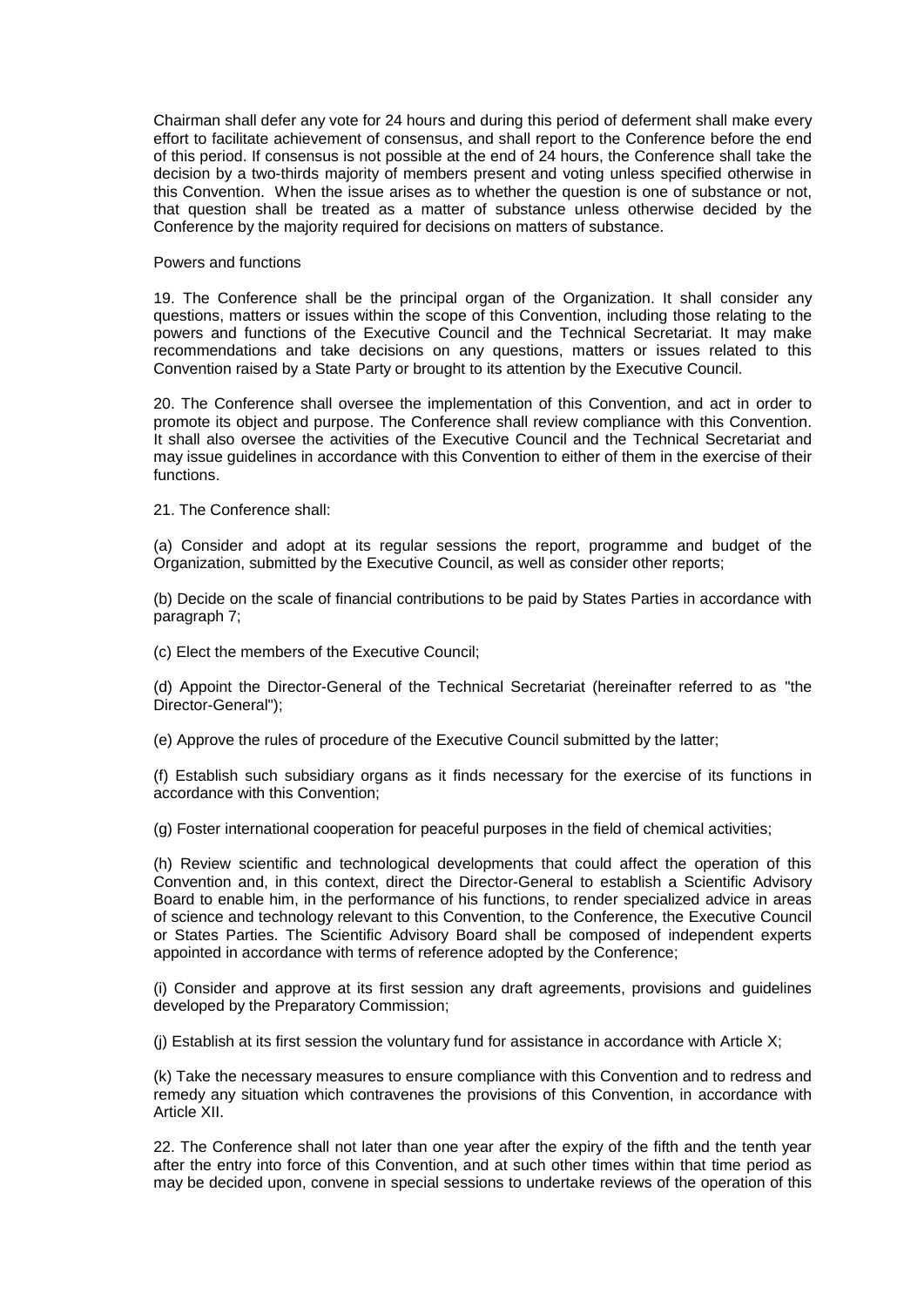Chairman shall defer any vote for 24 hours and during this period of deferment shall make every effort to facilitate achievement of consensus, and shall report to the Conference before the end of this period. If consensus is not possible at the end of 24 hours, the Conference shall take the decision by a two-thirds majority of members present and voting unless specified otherwise in this Convention. When the issue arises as to whether the question is one of substance or not, that question shall be treated as a matter of substance unless otherwise decided by the Conference by the majority required for decisions on matters of substance.

Powers and functions

19. The Conference shall be the principal organ of the Organization. It shall consider any questions, matters or issues within the scope of this Convention, including those relating to the powers and functions of the Executive Council and the Technical Secretariat. It may make recommendations and take decisions on any questions, matters or issues related to this Convention raised by a State Party or brought to its attention by the Executive Council.

20. The Conference shall oversee the implementation of this Convention, and act in order to promote its object and purpose. The Conference shall review compliance with this Convention. It shall also oversee the activities of the Executive Council and the Technical Secretariat and may issue guidelines in accordance with this Convention to either of them in the exercise of their functions.

21. The Conference shall:

(a) Consider and adopt at its regular sessions the report, programme and budget of the Organization, submitted by the Executive Council, as well as consider other reports;

(b) Decide on the scale of financial contributions to be paid by States Parties in accordance with paragraph 7;

(c) Elect the members of the Executive Council;

(d) Appoint the Director-General of the Technical Secretariat (hereinafter referred to as "the Director-General");

(e) Approve the rules of procedure of the Executive Council submitted by the latter;

(f) Establish such subsidiary organs as it finds necessary for the exercise of its functions in accordance with this Convention;

(g) Foster international cooperation for peaceful purposes in the field of chemical activities;

(h) Review scientific and technological developments that could affect the operation of this Convention and, in this context, direct the Director-General to establish a Scientific Advisory Board to enable him, in the performance of his functions, to render specialized advice in areas of science and technology relevant to this Convention, to the Conference, the Executive Council or States Parties. The Scientific Advisory Board shall be composed of independent experts appointed in accordance with terms of reference adopted by the Conference;

(i) Consider and approve at its first session any draft agreements, provisions and guidelines developed by the Preparatory Commission;

(j) Establish at its first session the voluntary fund for assistance in accordance with Article X;

(k) Take the necessary measures to ensure compliance with this Convention and to redress and remedy any situation which contravenes the provisions of this Convention, in accordance with Article XII.

22. The Conference shall not later than one year after the expiry of the fifth and the tenth year after the entry into force of this Convention, and at such other times within that time period as may be decided upon, convene in special sessions to undertake reviews of the operation of this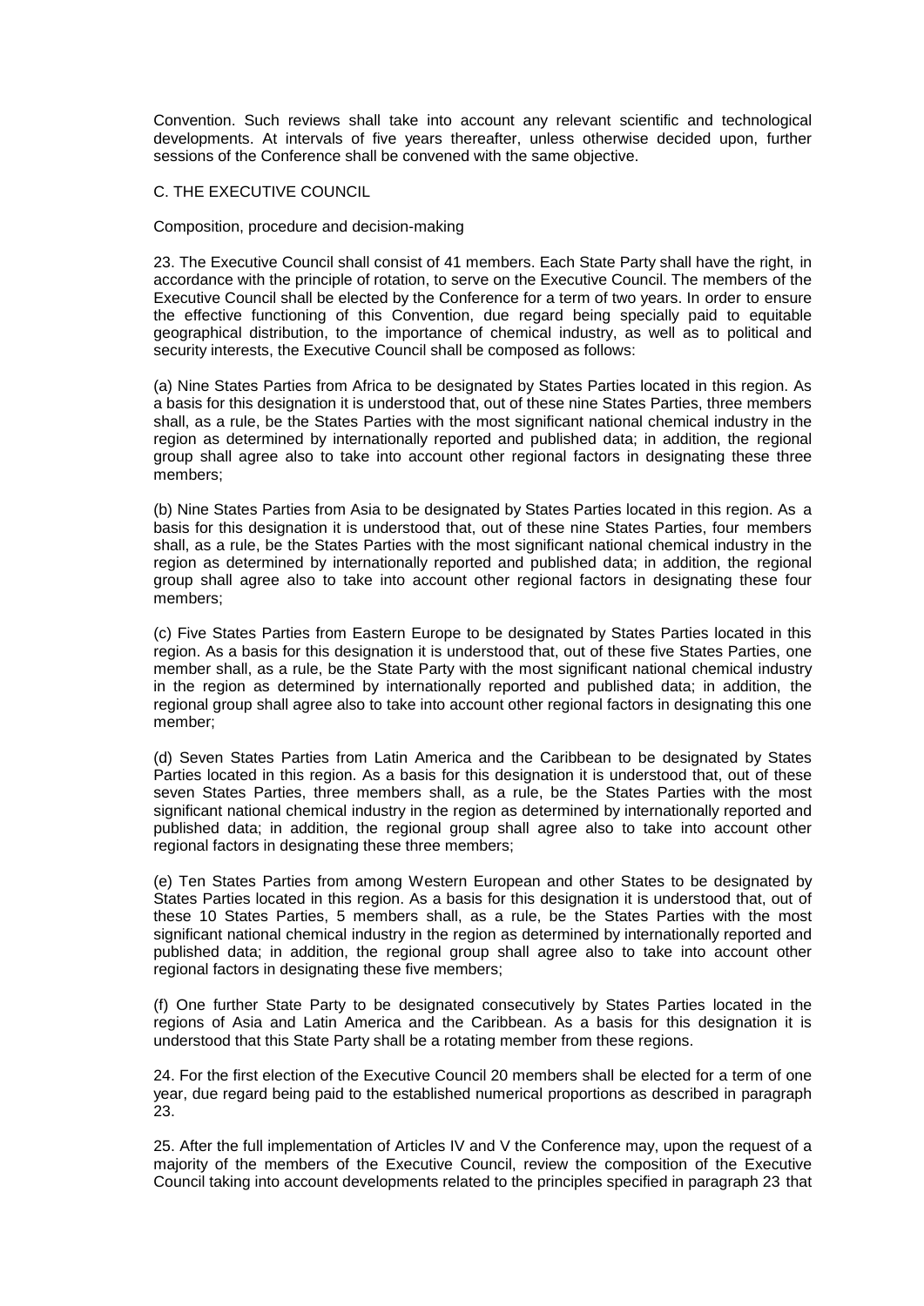Convention. Such reviews shall take into account any relevant scientific and technological developments. At intervals of five years thereafter, unless otherwise decided upon, further sessions of the Conference shall be convened with the same objective.

## C. THE EXECUTIVE COUNCIL

### Composition, procedure and decision-making

23. The Executive Council shall consist of 41 members. Each State Party shall have the right, in accordance with the principle of rotation, to serve on the Executive Council. The members of the Executive Council shall be elected by the Conference for a term of two years. In order to ensure the effective functioning of this Convention, due regard being specially paid to equitable geographical distribution, to the importance of chemical industry, as well as to political and security interests, the Executive Council shall be composed as follows:

(a) Nine States Parties from Africa to be designated by States Parties located in this region. As a basis for this designation it is understood that, out of these nine States Parties, three members shall, as a rule, be the States Parties with the most significant national chemical industry in the region as determined by internationally reported and published data; in addition, the regional group shall agree also to take into account other regional factors in designating these three members;

(b) Nine States Parties from Asia to be designated by States Parties located in this region. As a basis for this designation it is understood that, out of these nine States Parties, four members shall, as a rule, be the States Parties with the most significant national chemical industry in the region as determined by internationally reported and published data; in addition, the regional group shall agree also to take into account other regional factors in designating these four members;

(c) Five States Parties from Eastern Europe to be designated by States Parties located in this region. As a basis for this designation it is understood that, out of these five States Parties, one member shall, as a rule, be the State Party with the most significant national chemical industry in the region as determined by internationally reported and published data; in addition, the regional group shall agree also to take into account other regional factors in designating this one member;

(d) Seven States Parties from Latin America and the Caribbean to be designated by States Parties located in this region. As a basis for this designation it is understood that, out of these seven States Parties, three members shall, as a rule, be the States Parties with the most significant national chemical industry in the region as determined by internationally reported and published data; in addition, the regional group shall agree also to take into account other regional factors in designating these three members;

(e) Ten States Parties from among Western European and other States to be designated by States Parties located in this region. As a basis for this designation it is understood that, out of these 10 States Parties, 5 members shall, as a rule, be the States Parties with the most significant national chemical industry in the region as determined by internationally reported and published data; in addition, the regional group shall agree also to take into account other regional factors in designating these five members;

(f) One further State Party to be designated consecutively by States Parties located in the regions of Asia and Latin America and the Caribbean. As a basis for this designation it is understood that this State Party shall be a rotating member from these regions.

24. For the first election of the Executive Council 20 members shall be elected for a term of one year, due regard being paid to the established numerical proportions as described in paragraph 23.

25. After the full implementation of Articles IV and V the Conference may, upon the request of a majority of the members of the Executive Council, review the composition of the Executive Council taking into account developments related to the principles specified in paragraph 23 that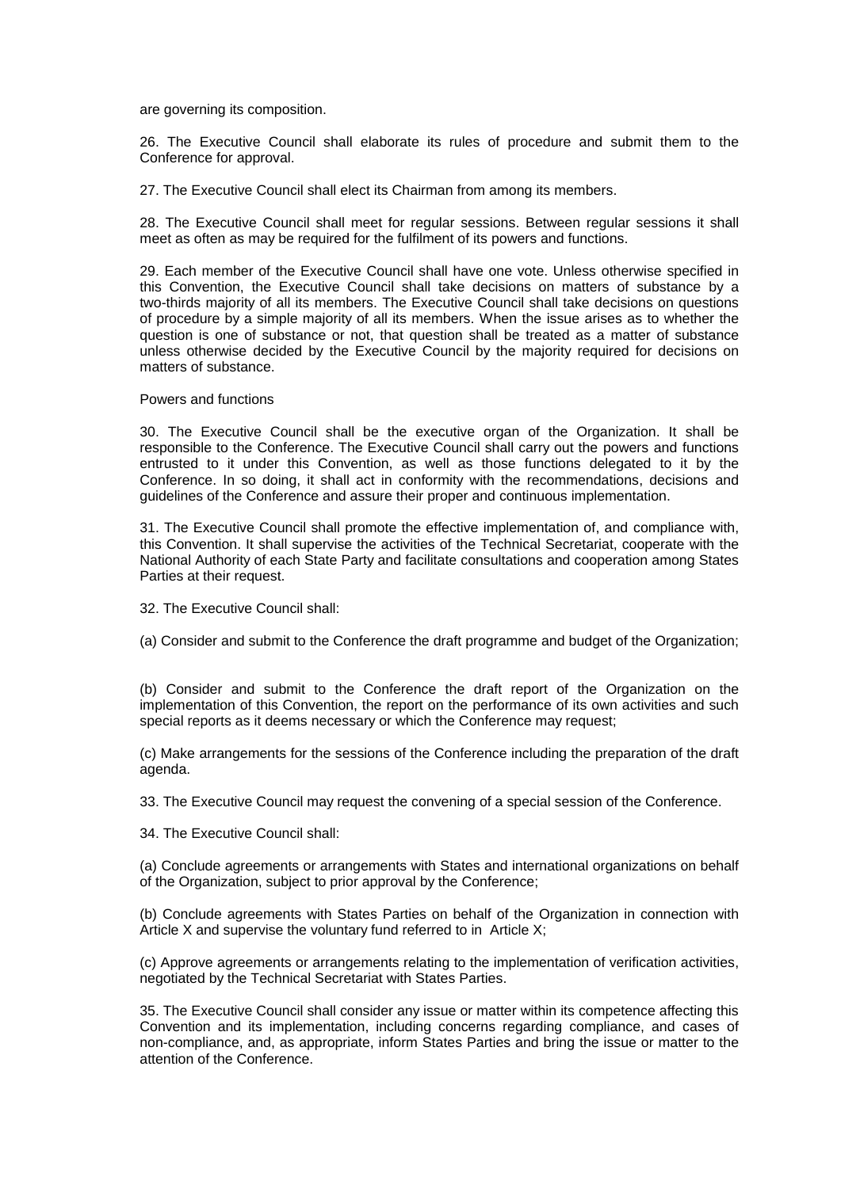are governing its composition.

26. The Executive Council shall elaborate its rules of procedure and submit them to the Conference for approval.

27. The Executive Council shall elect its Chairman from among its members.

28. The Executive Council shall meet for regular sessions. Between regular sessions it shall meet as often as may be required for the fulfilment of its powers and functions.

29. Each member of the Executive Council shall have one vote. Unless otherwise specified in this Convention, the Executive Council shall take decisions on matters of substance by a two-thirds majority of all its members. The Executive Council shall take decisions on questions of procedure by a simple majority of all its members. When the issue arises as to whether the question is one of substance or not, that question shall be treated as a matter of substance unless otherwise decided by the Executive Council by the majority required for decisions on matters of substance.

Powers and functions

30. The Executive Council shall be the executive organ of the Organization. It shall be responsible to the Conference. The Executive Council shall carry out the powers and functions entrusted to it under this Convention, as well as those functions delegated to it by the Conference. In so doing, it shall act in conformity with the recommendations, decisions and guidelines of the Conference and assure their proper and continuous implementation.

31. The Executive Council shall promote the effective implementation of, and compliance with, this Convention. It shall supervise the activities of the Technical Secretariat, cooperate with the National Authority of each State Party and facilitate consultations and cooperation among States Parties at their request.

32. The Executive Council shall:

(a) Consider and submit to the Conference the draft programme and budget of the Organization;

(b) Consider and submit to the Conference the draft report of the Organization on the implementation of this Convention, the report on the performance of its own activities and such special reports as it deems necessary or which the Conference may request;

(c) Make arrangements for the sessions of the Conference including the preparation of the draft agenda.

33. The Executive Council may request the convening of a special session of the Conference.

34. The Executive Council shall:

(a) Conclude agreements or arrangements with States and international organizations on behalf of the Organization, subject to prior approval by the Conference;

(b) Conclude agreements with States Parties on behalf of the Organization in connection with Article X and supervise the voluntary fund referred to in Article X;

(c) Approve agreements or arrangements relating to the implementation of verification activities, negotiated by the Technical Secretariat with States Parties.

35. The Executive Council shall consider any issue or matter within its competence affecting this Convention and its implementation, including concerns regarding compliance, and cases of non-compliance, and, as appropriate, inform States Parties and bring the issue or matter to the attention of the Conference.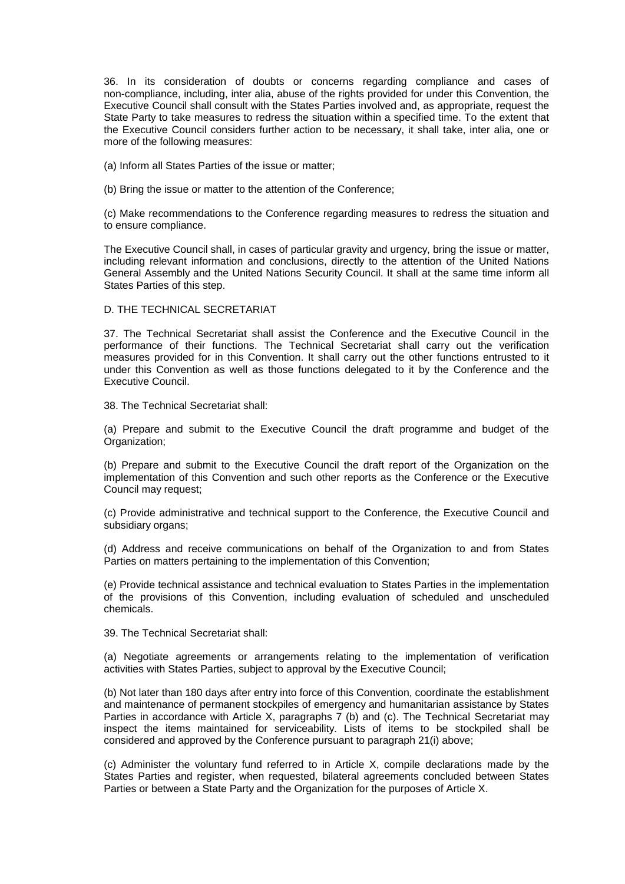36. In its consideration of doubts or concerns regarding compliance and cases of non-compliance, including, inter alia, abuse of the rights provided for under this Convention, the Executive Council shall consult with the States Parties involved and, as appropriate, request the State Party to take measures to redress the situation within a specified time. To the extent that the Executive Council considers further action to be necessary, it shall take, inter alia, one or more of the following measures:

(a) Inform all States Parties of the issue or matter;

(b) Bring the issue or matter to the attention of the Conference;

(c) Make recommendations to the Conference regarding measures to redress the situation and to ensure compliance.

The Executive Council shall, in cases of particular gravity and urgency, bring the issue or matter, including relevant information and conclusions, directly to the attention of the United Nations General Assembly and the United Nations Security Council. It shall at the same time inform all States Parties of this step.

## D. THE TECHNICAL SECRETARIAT

37. The Technical Secretariat shall assist the Conference and the Executive Council in the performance of their functions. The Technical Secretariat shall carry out the verification measures provided for in this Convention. It shall carry out the other functions entrusted to it under this Convention as well as those functions delegated to it by the Conference and the Executive Council.

38. The Technical Secretariat shall:

(a) Prepare and submit to the Executive Council the draft programme and budget of the Organization;

(b) Prepare and submit to the Executive Council the draft report of the Organization on the implementation of this Convention and such other reports as the Conference or the Executive Council may request;

(c) Provide administrative and technical support to the Conference, the Executive Council and subsidiary organs;

(d) Address and receive communications on behalf of the Organization to and from States Parties on matters pertaining to the implementation of this Convention;

(e) Provide technical assistance and technical evaluation to States Parties in the implementation of the provisions of this Convention, including evaluation of scheduled and unscheduled chemicals.

39. The Technical Secretariat shall:

(a) Negotiate agreements or arrangements relating to the implementation of verification activities with States Parties, subject to approval by the Executive Council;

(b) Not later than 180 days after entry into force of this Convention, coordinate the establishment and maintenance of permanent stockpiles of emergency and humanitarian assistance by States Parties in accordance with Article X, paragraphs 7 (b) and (c). The Technical Secretariat may inspect the items maintained for serviceability. Lists of items to be stockpiled shall be considered and approved by the Conference pursuant to paragraph 21(i) above;

(c) Administer the voluntary fund referred to in Article X, compile declarations made by the States Parties and register, when requested, bilateral agreements concluded between States Parties or between a State Party and the Organization for the purposes of Article X.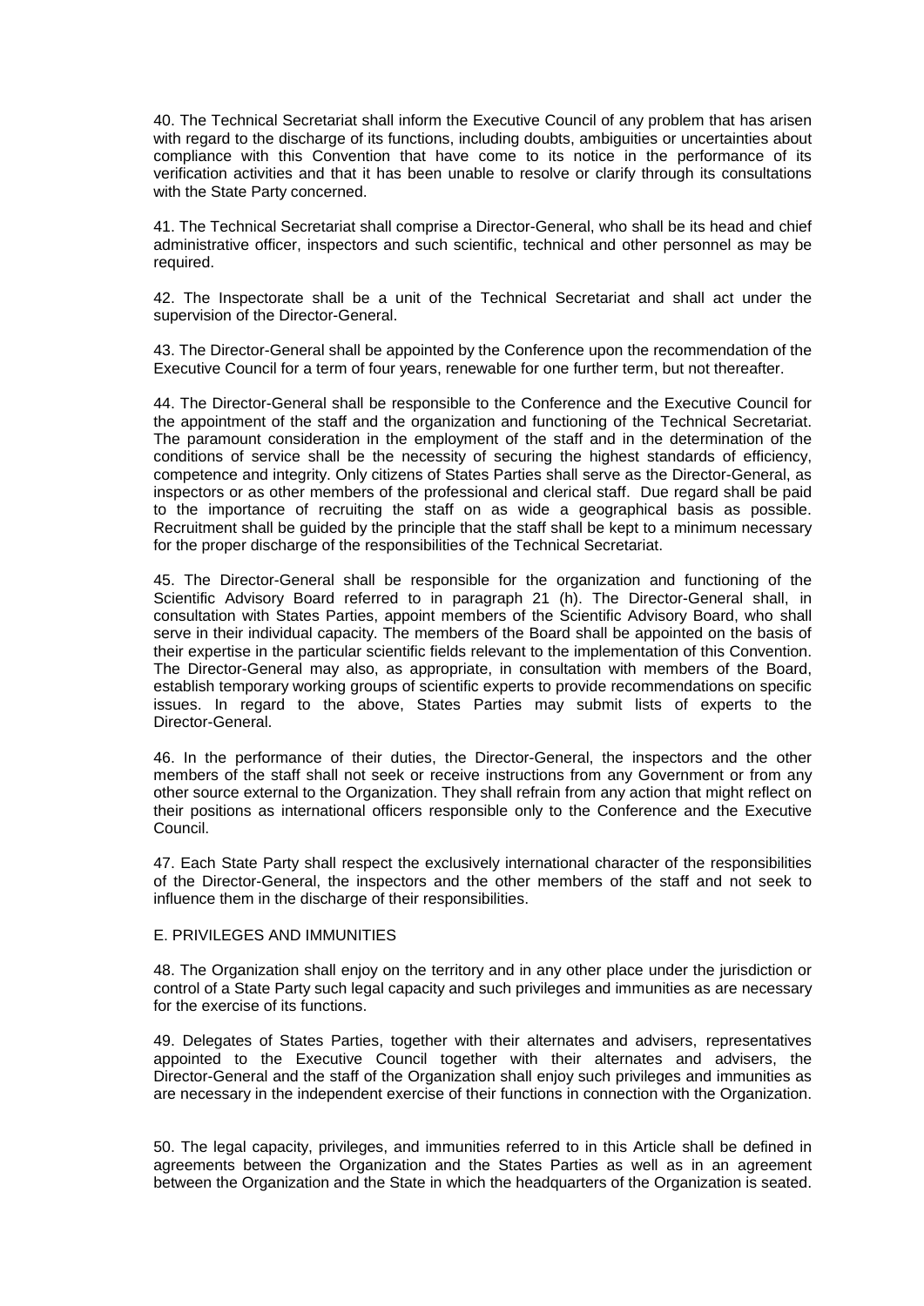40. The Technical Secretariat shall inform the Executive Council of any problem that has arisen with regard to the discharge of its functions, including doubts, ambiguities or uncertainties about compliance with this Convention that have come to its notice in the performance of its verification activities and that it has been unable to resolve or clarify through its consultations with the State Party concerned.

41. The Technical Secretariat shall comprise a Director-General, who shall be its head and chief administrative officer, inspectors and such scientific, technical and other personnel as may be required.

42. The Inspectorate shall be a unit of the Technical Secretariat and shall act under the supervision of the Director-General.

43. The Director-General shall be appointed by the Conference upon the recommendation of the Executive Council for a term of four years, renewable for one further term, but not thereafter.

44. The Director-General shall be responsible to the Conference and the Executive Council for the appointment of the staff and the organization and functioning of the Technical Secretariat. The paramount consideration in the employment of the staff and in the determination of the conditions of service shall be the necessity of securing the highest standards of efficiency, competence and integrity. Only citizens of States Parties shall serve as the Director-General, as inspectors or as other members of the professional and clerical staff. Due regard shall be paid to the importance of recruiting the staff on as wide a geographical basis as possible. Recruitment shall be guided by the principle that the staff shall be kept to a minimum necessary for the proper discharge of the responsibilities of the Technical Secretariat.

45. The Director-General shall be responsible for the organization and functioning of the Scientific Advisory Board referred to in paragraph 21 (h). The Director-General shall, in consultation with States Parties, appoint members of the Scientific Advisory Board, who shall serve in their individual capacity. The members of the Board shall be appointed on the basis of their expertise in the particular scientific fields relevant to the implementation of this Convention. The Director-General may also, as appropriate, in consultation with members of the Board, establish temporary working groups of scientific experts to provide recommendations on specific issues. In regard to the above, States Parties may submit lists of experts to the Director-General.

46. In the performance of their duties, the Director-General, the inspectors and the other members of the staff shall not seek or receive instructions from any Government or from any other source external to the Organization. They shall refrain from any action that might reflect on their positions as international officers responsible only to the Conference and the Executive Council.

47. Each State Party shall respect the exclusively international character of the responsibilities of the Director-General, the inspectors and the other members of the staff and not seek to influence them in the discharge of their responsibilities.

## E. PRIVILEGES AND IMMUNITIES

48. The Organization shall enjoy on the territory and in any other place under the jurisdiction or control of a State Party such legal capacity and such privileges and immunities as are necessary for the exercise of its functions.

49. Delegates of States Parties, together with their alternates and advisers, representatives appointed to the Executive Council together with their alternates and advisers, the Director-General and the staff of the Organization shall enjoy such privileges and immunities as are necessary in the independent exercise of their functions in connection with the Organization.

50. The legal capacity, privileges, and immunities referred to in this Article shall be defined in agreements between the Organization and the States Parties as well as in an agreement between the Organization and the State in which the headquarters of the Organization is seated.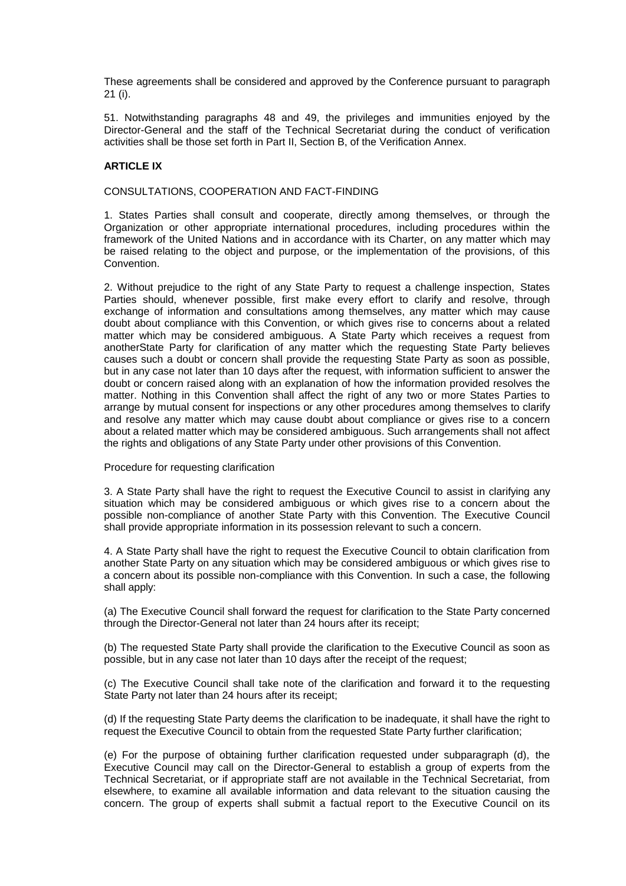These agreements shall be considered and approved by the Conference pursuant to paragraph 21 (i).

51. Notwithstanding paragraphs 48 and 49, the privileges and immunities enjoyed by the Director-General and the staff of the Technical Secretariat during the conduct of verification activities shall be those set forth in Part II, Section B, of the Verification Annex.

**ARTICLE IX**

CONSULTATIONS, COOPERATION AND FACT-FINDING

1. States Parties shall consult and cooperate, directly among themselves, or through the Organization or other appropriate international procedures, including procedures within the framework of the United Nations and in accordance with its Charter, on any matter which may be raised relating to the object and purpose, or the implementation of the provisions, of this Convention.

2. Without prejudice to the right of any State Party to request a challenge inspection, States Parties should, whenever possible, first make every effort to clarify and resolve, through exchange of information and consultations among themselves, any matter which may cause doubt about compliance with this Convention, or which gives rise to concerns about a related matter which may be considered ambiguous. A State Party which receives a request from anotherState Party for clarification of any matter which the requesting State Party believes causes such a doubt or concern shall provide the requesting State Party as soon as possible, but in any case not later than 10 days after the request, with information sufficient to answer the doubt or concern raised along with an explanation of how the information provided resolves the matter. Nothing in this Convention shall affect the right of any two or more States Parties to arrange by mutual consent for inspections or any other procedures among themselves to clarify and resolve any matter which may cause doubt about compliance or gives rise to a concern about a related matter which may be considered ambiguous. Such arrangements shall not affect the rights and obligations of any State Party under other provisions of this Convention.

Procedure for requesting clarification

3. A State Party shall have the right to request the Executive Council to assist in clarifying any situation which may be considered ambiguous or which gives rise to a concern about the possible non-compliance of another State Party with this Convention. The Executive Council shall provide appropriate information in its possession relevant to such a concern.

4. A State Party shall have the right to request the Executive Council to obtain clarification from another State Party on any situation which may be considered ambiguous or which gives rise to a concern about its possible non-compliance with this Convention. In such a case, the following shall apply:

(a) The Executive Council shall forward the request for clarification to the State Party concerned through the Director-General not later than 24 hours after its receipt;

(b) The requested State Party shall provide the clarification to the Executive Council as soon as possible, but in any case not later than 10 days after the receipt of the request;

(c) The Executive Council shall take note of the clarification and forward it to the requesting State Party not later than 24 hours after its receipt;

(d) If the requesting State Party deems the clarification to be inadequate, it shall have the right to request the Executive Council to obtain from the requested State Party further clarification;

(e) For the purpose of obtaining further clarification requested under subparagraph (d), the Executive Council may call on the Director-General to establish a group of experts from the Technical Secretariat, or if appropriate staff are not available in the Technical Secretariat, from elsewhere, to examine all available information and data relevant to the situation causing the concern. The group of experts shall submit a factual report to the Executive Council on its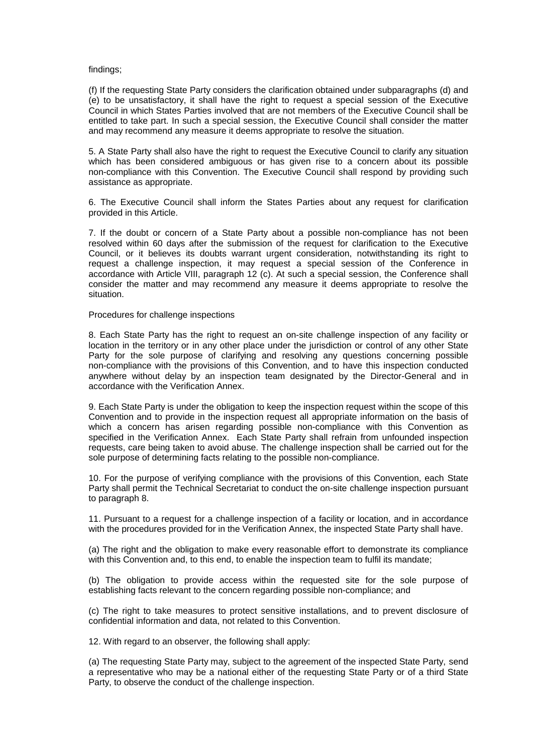findings;

(f) If the requesting State Party considers the clarification obtained under subparagraphs (d) and (e) to be unsatisfactory, it shall have the right to request a special session of the Executive Council in which States Parties involved that are not members of the Executive Council shall be entitled to take part. In such a special session, the Executive Council shall consider the matter and may recommend any measure it deems appropriate to resolve the situation.

5. A State Party shall also have the right to request the Executive Council to clarify any situation which has been considered ambiguous or has given rise to a concern about its possible non-compliance with this Convention. The Executive Council shall respond by providing such assistance as appropriate.

6. The Executive Council shall inform the States Parties about any request for clarification provided in this Article.

7. If the doubt or concern of a State Party about a possible non-compliance has not been resolved within 60 days after the submission of the request for clarification to the Executive Council, or it believes its doubts warrant urgent consideration, notwithstanding its right to request a challenge inspection, it may request a special session of the Conference in accordance with Article VIII, paragraph 12 (c). At such a special session, the Conference shall consider the matter and may recommend any measure it deems appropriate to resolve the situation.

Procedures for challenge inspections

8. Each State Party has the right to request an on-site challenge inspection of any facility or location in the territory or in any other place under the jurisdiction or control of any other State Party for the sole purpose of clarifying and resolving any questions concerning possible non-compliance with the provisions of this Convention, and to have this inspection conducted anywhere without delay by an inspection team designated by the Director-General and in accordance with the Verification Annex.

9. Each State Party is under the obligation to keep the inspection request within the scope of this Convention and to provide in the inspection request all appropriate information on the basis of which a concern has arisen regarding possible non-compliance with this Convention as specified in the Verification Annex. Each State Party shall refrain from unfounded inspection requests, care being taken to avoid abuse. The challenge inspection shall be carried out for the sole purpose of determining facts relating to the possible non-compliance.

10. For the purpose of verifying compliance with the provisions of this Convention, each State Party shall permit the Technical Secretariat to conduct the on-site challenge inspection pursuant to paragraph 8.

11. Pursuant to a request for a challenge inspection of a facility or location, and in accordance with the procedures provided for in the Verification Annex, the inspected State Party shall have.

(a) The right and the obligation to make every reasonable effort to demonstrate its compliance with this Convention and, to this end, to enable the inspection team to fulfil its mandate;

(b) The obligation to provide access within the requested site for the sole purpose of establishing facts relevant to the concern regarding possible non-compliance; and

(c) The right to take measures to protect sensitive installations, and to prevent disclosure of confidential information and data, not related to this Convention.

12. With regard to an observer, the following shall apply:

(a) The requesting State Party may, subject to the agreement of the inspected State Party, send a representative who may be a national either of the requesting State Party or of a third State Party, to observe the conduct of the challenge inspection.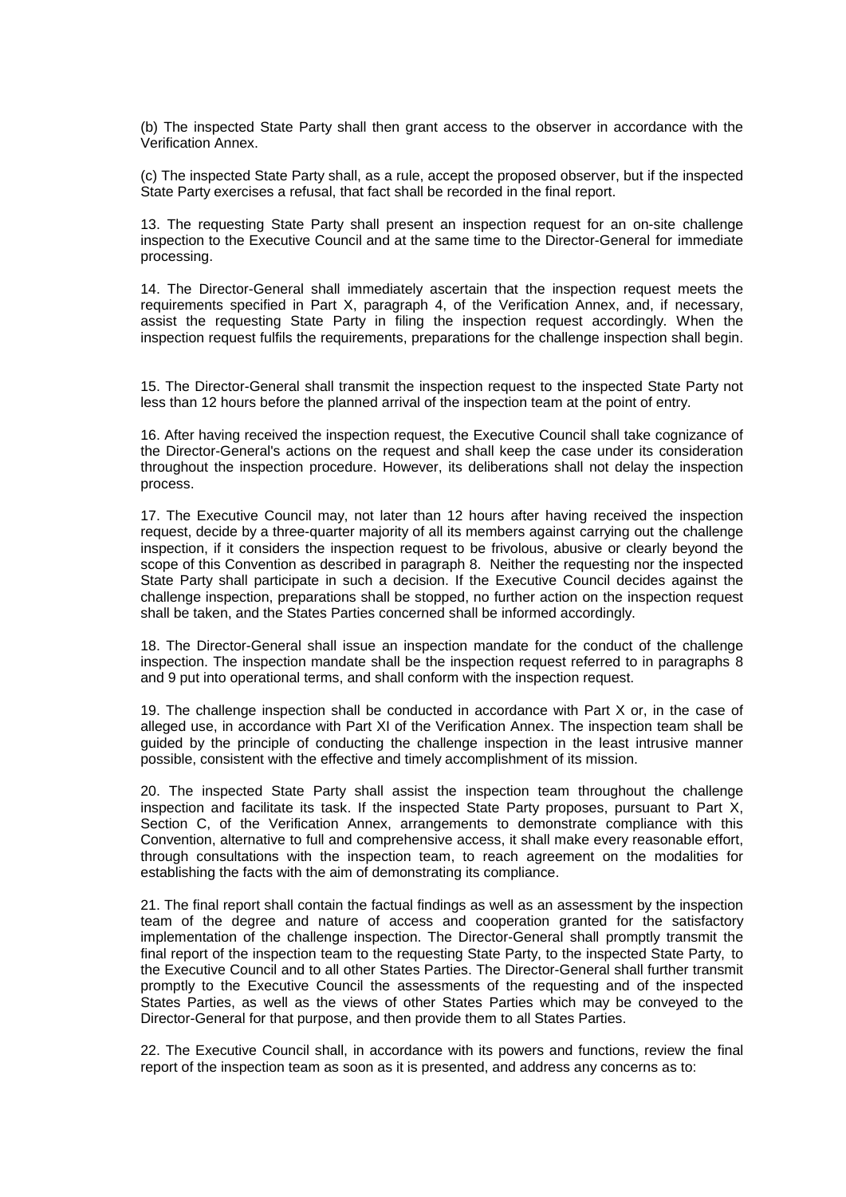(b) The inspected State Party shall then grant access to the observer in accordance with the Verification Annex.

(c) The inspected State Party shall, as a rule, accept the proposed observer, but if the inspected State Party exercises a refusal, that fact shall be recorded in the final report.

13. The requesting State Party shall present an inspection request for an on-site challenge inspection to the Executive Council and at the same time to the Director-General for immediate processing.

14. The Director-General shall immediately ascertain that the inspection request meets the requirements specified in Part X, paragraph 4, of the Verification Annex, and, if necessary, assist the requesting State Party in filing the inspection request accordingly. When the inspection request fulfils the requirements, preparations for the challenge inspection shall begin.

15. The Director-General shall transmit the inspection request to the inspected State Party not less than 12 hours before the planned arrival of the inspection team at the point of entry.

16. After having received the inspection request, the Executive Council shall take cognizance of the Director-General's actions on the request and shall keep the case under its consideration throughout the inspection procedure. However, its deliberations shall not delay the inspection process.

17. The Executive Council may, not later than 12 hours after having received the inspection request, decide by a three-quarter majority of all its members against carrying out the challenge inspection, if it considers the inspection request to be frivolous, abusive or clearly beyond the scope of this Convention as described in paragraph 8. Neither the requesting nor the inspected State Party shall participate in such a decision. If the Executive Council decides against the challenge inspection, preparations shall be stopped, no further action on the inspection request shall be taken, and the States Parties concerned shall be informed accordingly.

18. The Director-General shall issue an inspection mandate for the conduct of the challenge inspection. The inspection mandate shall be the inspection request referred to in paragraphs 8 and 9 put into operational terms, and shall conform with the inspection request.

19. The challenge inspection shall be conducted in accordance with Part X or, in the case of alleged use, in accordance with Part XI of the Verification Annex. The inspection team shall be guided by the principle of conducting the challenge inspection in the least intrusive manner possible, consistent with the effective and timely accomplishment of its mission.

20. The inspected State Party shall assist the inspection team throughout the challenge inspection and facilitate its task. If the inspected State Party proposes, pursuant to Part X, Section C, of the Verification Annex, arrangements to demonstrate compliance with this Convention, alternative to full and comprehensive access, it shall make every reasonable effort, through consultations with the inspection team, to reach agreement on the modalities for establishing the facts with the aim of demonstrating its compliance.

21. The final report shall contain the factual findings as well as an assessment by the inspection team of the degree and nature of access and cooperation granted for the satisfactory implementation of the challenge inspection. The Director-General shall promptly transmit the final report of the inspection team to the requesting State Party, to the inspected State Party, to the Executive Council and to all other States Parties. The Director-General shall further transmit promptly to the Executive Council the assessments of the requesting and of the inspected States Parties, as well as the views of other States Parties which may be conveyed to the Director-General for that purpose, and then provide them to all States Parties.

22. The Executive Council shall, in accordance with its powers and functions, review the final report of the inspection team as soon as it is presented, and address any concerns as to: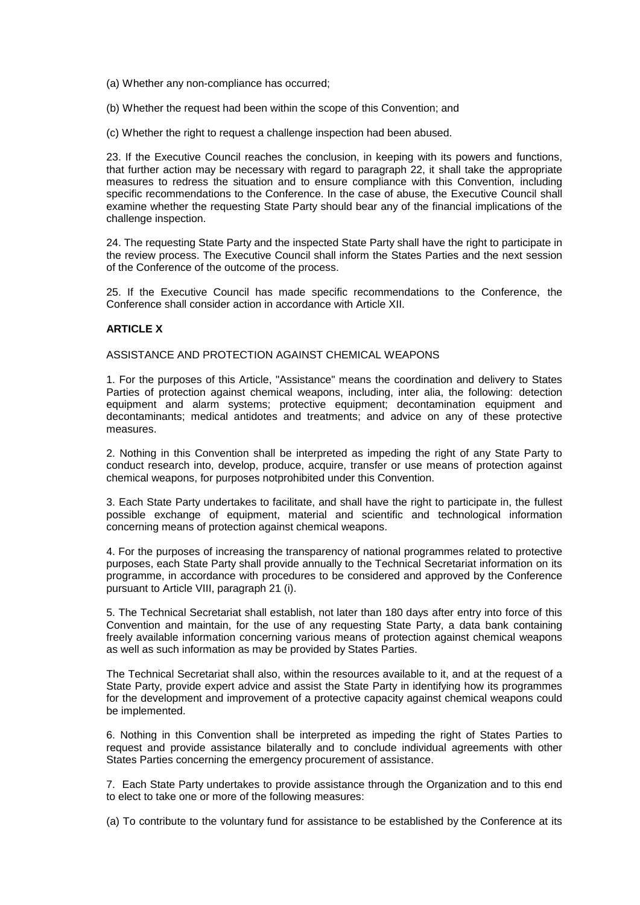(a) Whether any non-compliance has occurred;

(b) Whether the request had been within the scope of this Convention; and

(c) Whether the right to request a challenge inspection had been abused.

23. If the Executive Council reaches the conclusion, in keeping with its powers and functions, that further action may be necessary with regard to paragraph 22, it shall take the appropriate measures to redress the situation and to ensure compliance with this Convention, including specific recommendations to the Conference. In the case of abuse, the Executive Council shall examine whether the requesting State Party should bear any of the financial implications of the challenge inspection.

24. The requesting State Party and the inspected State Party shall have the right to participate in the review process. The Executive Council shall inform the States Parties and the next session of the Conference of the outcome of the process.

25. If the Executive Council has made specific recommendations to the Conference, the Conference shall consider action in accordance with Article XII.

**ARTICLE X**

ASSISTANCE AND PROTECTION AGAINST CHEMICAL WEAPONS

1. For the purposes of this Article, "Assistance" means the coordination and delivery to States Parties of protection against chemical weapons, including, inter alia, the following: detection equipment and alarm systems; protective equipment; decontamination equipment and decontaminants; medical antidotes and treatments; and advice on any of these protective measures.

2. Nothing in this Convention shall be interpreted as impeding the right of any State Party to conduct research into, develop, produce, acquire, transfer or use means of protection against chemical weapons, for purposes notprohibited under this Convention.

3. Each State Party undertakes to facilitate, and shall have the right to participate in, the fullest possible exchange of equipment, material and scientific and technological information concerning means of protection against chemical weapons.

4. For the purposes of increasing the transparency of national programmes related to protective purposes, each State Party shall provide annually to the Technical Secretariat information on its programme, in accordance with procedures to be considered and approved by the Conference pursuant to Article VIII, paragraph 21 (i).

5. The Technical Secretariat shall establish, not later than 180 days after entry into force of this Convention and maintain, for the use of any requesting State Party, a data bank containing freely available information concerning various means of protection against chemical weapons as well as such information as may be provided by States Parties.

The Technical Secretariat shall also, within the resources available to it, and at the request of a State Party, provide expert advice and assist the State Party in identifying how its programmes for the development and improvement of a protective capacity against chemical weapons could be implemented.

6. Nothing in this Convention shall be interpreted as impeding the right of States Parties to request and provide assistance bilaterally and to conclude individual agreements with other States Parties concerning the emergency procurement of assistance.

7. Each State Party undertakes to provide assistance through the Organization and to this end to elect to take one or more of the following measures:

(a) To contribute to the voluntary fund for assistance to be established by the Conference at its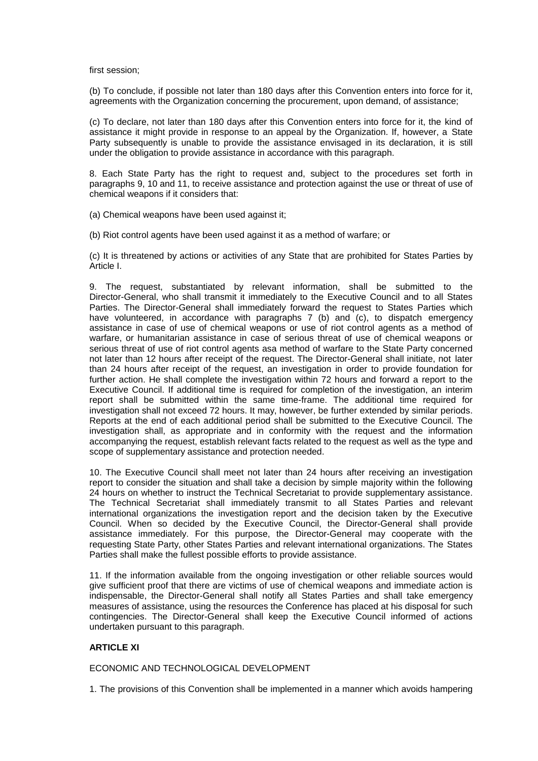first session;

(b) To conclude, if possible not later than 180 days after this Convention enters into force for it, agreements with the Organization concerning the procurement, upon demand, of assistance;

(c) To declare, not later than 180 days after this Convention enters into force for it, the kind of assistance it might provide in response to an appeal by the Organization. If, however, a State Party subsequently is unable to provide the assistance envisaged in its declaration, it is still under the obligation to provide assistance in accordance with this paragraph.

8. Each State Party has the right to request and, subject to the procedures set forth in paragraphs 9, 10 and 11, to receive assistance and protection against the use or threat of use of chemical weapons if it considers that:

(a) Chemical weapons have been used against it;

(b) Riot control agents have been used against it as a method of warfare; or

(c) It is threatened by actions or activities of any State that are prohibited for States Parties by Article I.

9. The request, substantiated by relevant information, shall be submitted to the Director-General, who shall transmit it immediately to the Executive Council and to all States Parties. The Director-General shall immediately forward the request to States Parties which have volunteered, in accordance with paragraphs 7 (b) and (c), to dispatch emergency assistance in case of use of chemical weapons or use of riot control agents as a method of warfare, or humanitarian assistance in case of serious threat of use of chemical weapons or serious threat of use of riot control agents asa method of warfare to the State Party concerned not later than 12 hours after receipt of the request. The Director-General shall initiate, not later than 24 hours after receipt of the request, an investigation in order to provide foundation for further action. He shall complete the investigation within 72 hours and forward a report to the Executive Council. If additional time is required for completion of the investigation, an interim report shall be submitted within the same time-frame. The additional time required for investigation shall not exceed 72 hours. It may, however, be further extended by similar periods. Reports at the end of each additional period shall be submitted to the Executive Council. The investigation shall, as appropriate and in conformity with the request and the information accompanying the request, establish relevant facts related to the request as well as the type and scope of supplementary assistance and protection needed.

10. The Executive Council shall meet not later than 24 hours after receiving an investigation report to consider the situation and shall take a decision by simple majority within the following 24 hours on whether to instruct the Technical Secretariat to provide supplementary assistance. The Technical Secretariat shall immediately transmit to all States Parties and relevant international organizations the investigation report and the decision taken by the Executive Council. When so decided by the Executive Council, the Director-General shall provide assistance immediately. For this purpose, the Director-General may cooperate with the requesting State Party, other States Parties and relevant international organizations. The States Parties shall make the fullest possible efforts to provide assistance.

11. If the information available from the ongoing investigation or other reliable sources would give sufficient proof that there are victims of use of chemical weapons and immediate action is indispensable, the Director-General shall notify all States Parties and shall take emergency measures of assistance, using the resources the Conference has placed at his disposal for such contingencies. The Director-General shall keep the Executive Council informed of actions undertaken pursuant to this paragraph.

## ARTICLE XI

ECONOMIC AND TECHNOLOGICAL DEVELOPMENT

1. The provisions of this Convention shall be implemented in a manner which avoids hampering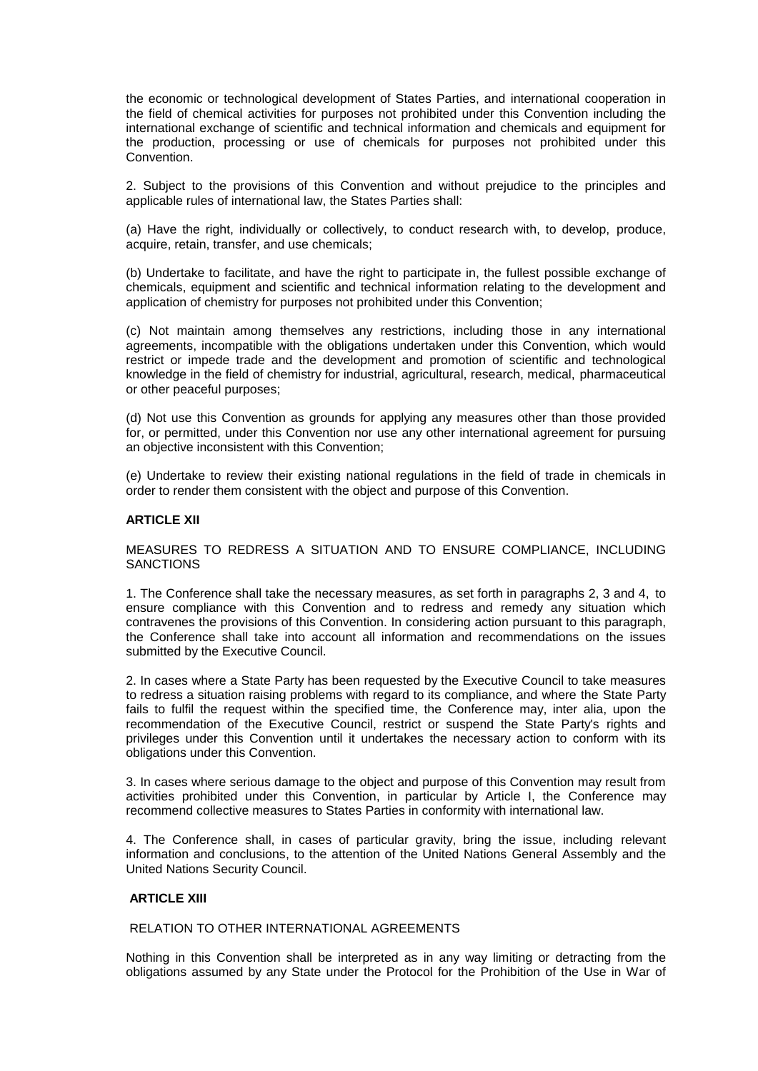the economic or technological development of States Parties, and international cooperation in the field of chemical activities for purposes not prohibited under this Convention including the international exchange of scientific and technical information and chemicals and equipment for the production, processing or use of chemicals for purposes not prohibited under this Convention.

2. Subject to the provisions of this Convention and without prejudice to the principles and applicable rules of international law, the States Parties shall:

(a) Have the right, individually or collectively, to conduct research with, to develop, produce, acquire, retain, transfer, and use chemicals;

(b) Undertake to facilitate, and have the right to participate in, the fullest possible exchange of chemicals, equipment and scientific and technical information relating to the development and application of chemistry for purposes not prohibited under this Convention;

(c) Not maintain among themselves any restrictions, including those in any international agreements, incompatible with the obligations undertaken under this Convention, which would restrict or impede trade and the development and promotion of scientific and technological knowledge in the field of chemistry for industrial, agricultural, research, medical, pharmaceutical or other peaceful purposes;

(d) Not use this Convention as grounds for applying any measures other than those provided for, or permitted, under this Convention nor use any other international agreement for pursuing an objective inconsistent with this Convention;

(e) Undertake to review their existing national regulations in the field of trade in chemicals in order to render them consistent with the object and purpose of this Convention.

**ARTICLE XII**

MEASURES TO REDRESS A SITUATION AND TO ENSURE COMPLIANCE, INCLUDING SANCTIONS

1. The Conference shall take the necessary measures, as set forth in paragraphs 2, 3 and 4, to ensure compliance with this Convention and to redress and remedy any situation which contravenes the provisions of this Convention. In considering action pursuant to this paragraph, the Conference shall take into account all information and recommendations on the issues submitted by the Executive Council.

2. In cases where a State Party has been requested by the Executive Council to take measures to redress a situation raising problems with regard to its compliance, and where the State Party fails to fulfil the request within the specified time, the Conference may, inter alia, upon the recommendation of the Executive Council, restrict or suspend the State Party's rights and privileges under this Convention until it undertakes the necessary action to conform with its obligations under this Convention.

3. In cases where serious damage to the object and purpose of this Convention may result from activities prohibited under this Convention, in particular by Article I, the Conference may recommend collective measures to States Parties in conformity with international law.

4. The Conference shall, in cases of particular gravity, bring the issue, including relevant information and conclusions, to the attention of the United Nations General Assembly and the United Nations Security Council.

**ARTICLE XIII**

RELATION TO OTHER INTERNATIONAL AGREEMENTS

Nothing in this Convention shall be interpreted as in any way limiting or detracting from the obligations assumed by any State under the Protocol for the Prohibition of the Use in War of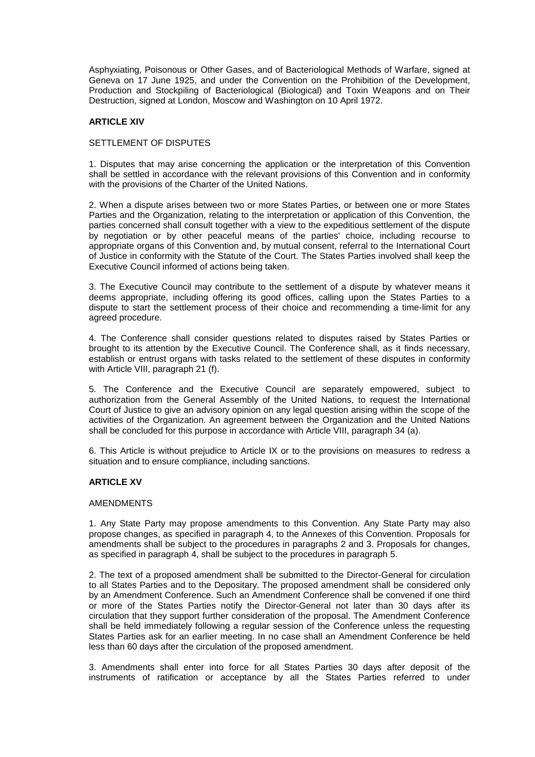Asphyxiating, Poisonous or Other Gases, and of Bacteriological Methods of Warfare, signed at Geneva on 17 June 1925, and under the Convention on the Prohibition of the Development, Production and Stockpiling of Bacteriological (Biological) and Toxin Weapons and on Their Destruction, signed at London, Moscow and Washington on 10 April 1972.

**ARTICLE XIV**

SETTLEMENT OF DISPUTES

1. Disputes that may arise concerning the application or the interpretation of this Convention shall be settled in accordance with the relevant provisions of this Convention and in conformity with the provisions of the Charter of the United Nations.

2. When a dispute arises between two or more States Parties, or between one or more States Parties and the Organization, relating to the interpretation or application of this Convention, the parties concerned shall consult together with a view to the expeditious settlement of the dispute by negotiation or by other peaceful means of the parties' choice, including recourse to appropriate organs of this Convention and, by mutual consent, referral to the International Court of Justice in conformity with the Statute of the Court. The States Parties involved shall keep the Executive Council informed of actions being taken.

3. The Executive Council may contribute to the settlement of a dispute by whatever means it deems appropriate, including offering its good offices, calling upon the States Parties to a dispute to start the settlement process of their choice and recommending a time-limit for any agreed procedure.

4. The Conference shall consider questions related to disputes raised by States Parties or brought to its attention by the Executive Council. The Conference shall, as it finds necessary, establish or entrust organs with tasks related to the settlement of these disputes in conformity with Article VIII, paragraph 21 (f).

5. The Conference and the Executive Council are separately empowered, subject to authorization from the General Assembly of the United Nations, to request the International Court of Justice to give an advisory opinion on any legal question arising within the scope of the activities of the Organization. An agreement between the Organization and the United Nations shall be concluded for this purpose in accordance with Article VIII, paragraph 34 (a).

6. This Article is without prejudice to Article IX or to the provisions on measures to redress a situation and to ensure compliance, including sanctions.

**ARTICLE XV**

AMENDMENTS

1. Any State Party may propose amendments to this Convention. Any State Party may also propose changes, as specified in paragraph 4, to the Annexes of this Convention. Proposals for amendments shall be subject to the procedures in paragraphs 2 and 3. Proposals for changes, as specified in paragraph 4, shall be subject to the procedures in paragraph 5.

2. The text of a proposed amendment shall be submitted to the Director-General for circulation to all States Parties and to the Depositary. The proposed amendment shall be considered only by an Amendment Conference. Such an Amendment Conference shall be convened if one third or more of the States Parties notify the Director-General not later than 30 days after its circulation that they support further consideration of the proposal. The Amendment Conference shall be held immediately following a regular session of the Conference unless the requesting States Parties ask for an earlier meeting. In no case shall an Amendment Conference be held less than 60 days after the circulation of the proposed amendment.

3. Amendments shall enter into force for all States Parties 30 days after deposit of the instruments of ratification or acceptance by all the States Parties referred to under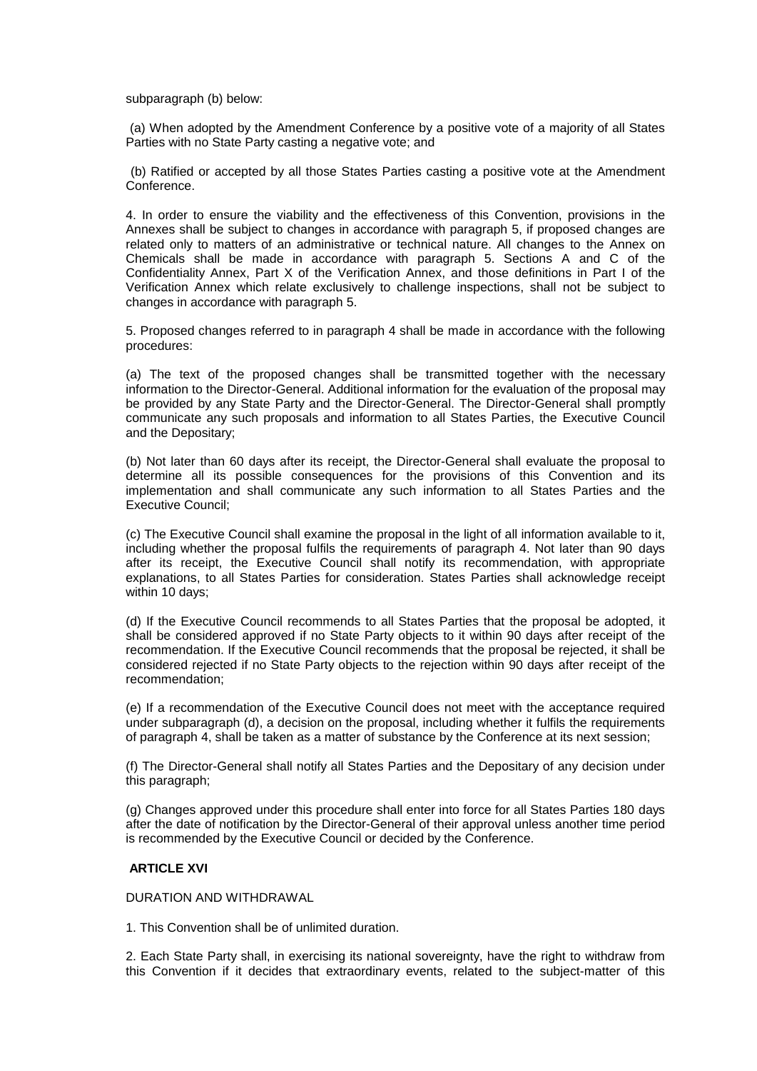subparagraph (b) below:

(a) When adopted by the Amendment Conference by a positive vote of a majority of all States Parties with no State Party casting a negative vote; and

(b) Ratified or accepted by all those States Parties casting a positive vote at the Amendment Conference.

4. In order to ensure the viability and the effectiveness of this Convention, provisions in the Annexes shall be subject to changes in accordance with paragraph 5, if proposed changes are related only to matters of an administrative or technical nature. All changes to the Annex on Chemicals shall be made in accordance with paragraph 5. Sections A and C of the Confidentiality Annex, Part X of the Verification Annex, and those definitions in Part I of the Verification Annex which relate exclusively to challenge inspections, shall not be subject to changes in accordance with paragraph 5.

5. Proposed changes referred to in paragraph 4 shall be made in accordance with the following procedures:

(a) The text of the proposed changes shall be transmitted together with the necessary information to the Director-General. Additional information for the evaluation of the proposal may be provided by any State Party and the Director-General. The Director-General shall promptly communicate any such proposals and information to all States Parties, the Executive Council and the Depositary;

(b) Not later than 60 days after its receipt, the Director-General shall evaluate the proposal to determine all its possible consequences for the provisions of this Convention and its implementation and shall communicate any such information to all States Parties and the Executive Council;

(c) The Executive Council shall examine the proposal in the light of all information available to it, including whether the proposal fulfils the requirements of paragraph 4. Not later than 90 days after its receipt, the Executive Council shall notify its recommendation, with appropriate explanations, to all States Parties for consideration. States Parties shall acknowledge receipt within 10 days;

(d) If the Executive Council recommends to all States Parties that the proposal be adopted, it shall be considered approved if no State Party objects to it within 90 days after receipt of the recommendation. If the Executive Council recommends that the proposal be rejected, it shall be considered rejected if no State Party objects to the rejection within 90 days after receipt of the recommendation;

(e) If a recommendation of the Executive Council does not meet with the acceptance required under subparagraph (d), a decision on the proposal, including whether it fulfils the requirements of paragraph 4, shall be taken as a matter of substance by the Conference at its next session;

(f) The Director-General shall notify all States Parties and the Depositary of any decision under this paragraph;

(g) Changes approved under this procedure shall enter into force for all States Parties 180 days after the date of notification by the Director-General of their approval unless another time period is recommended by the Executive Council or decided by the Conference.

## ARTICLE XVI

DURATION AND WITHDRAWAL

1. This Convention shall be of unlimited duration.

2. Each State Party shall, in exercising its national sovereignty, have the right to withdraw from this Convention if it decides that extraordinary events, related to the subject-matter of this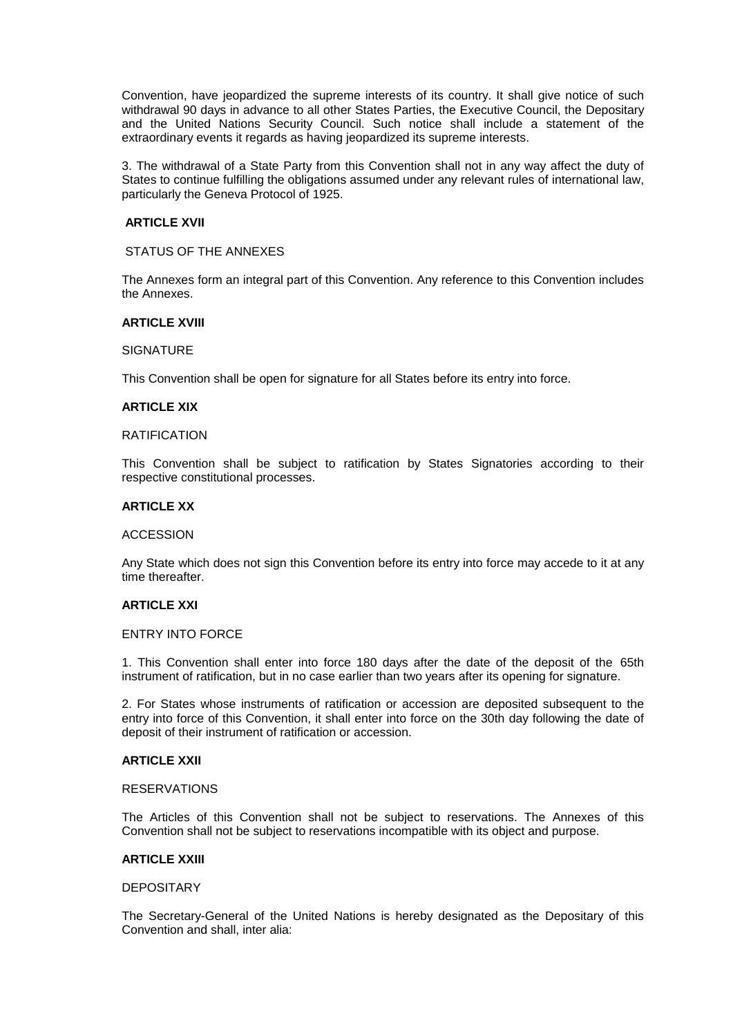Convention, have jeopardized the supreme interests of its country. It shall give notice of such withdrawal 90 days in advance to all other States Parties, the Executive Council, the Depositary and the United Nations Security Council. Such notice shall include a statement of the extraordinary events it regards as having jeopardized its supreme interests.

3. The withdrawal of a State Party from this Convention shall not in any way affect the duty of States to continue fulfilling the obligations assumed under any relevant rules of international law, particularly the Geneva Protocol of 1925.

**ARTICLE XVII**

STATUS OF THE ANNEXES

The Annexes form an integral part of this Convention. Any reference to this Convention includes the Annexes.

**ARTICLE XVIII**

SIGNATURE

This Convention shall be open for signature for all States before its entry into force.

**ARTICLE XIX**

RATIFICATION

This Convention shall be subject to ratification by States Signatories according to their respective constitutional processes.

**ARTICLE XX**

ACCESSION

Any State which does not sign this Convention before its entry into force may accede to it at any time thereafter.

**ARTICLE XXI**

ENTRY INTO FORCE

1. This Convention shall enter into force 180 days after the date of the deposit of the 65th instrument of ratification, but in no case earlier than two years after its opening for signature.

2. For States whose instruments of ratification or accession are deposited subsequent to the entry into force of this Convention, it shall enter into force on the 30th day following the date of deposit of their instrument of ratification or accession.

**ARTICLE XXII**

RESERVATIONS

The Articles of this Convention shall not be subject to reservations. The Annexes of this Convention shall not be subject to reservations incompatible with its object and purpose.

**ARTICLE XXIII**

DEPOSITARY

The Secretary-General of the United Nations is hereby designated as the Depositary of this Convention and shall, inter alia: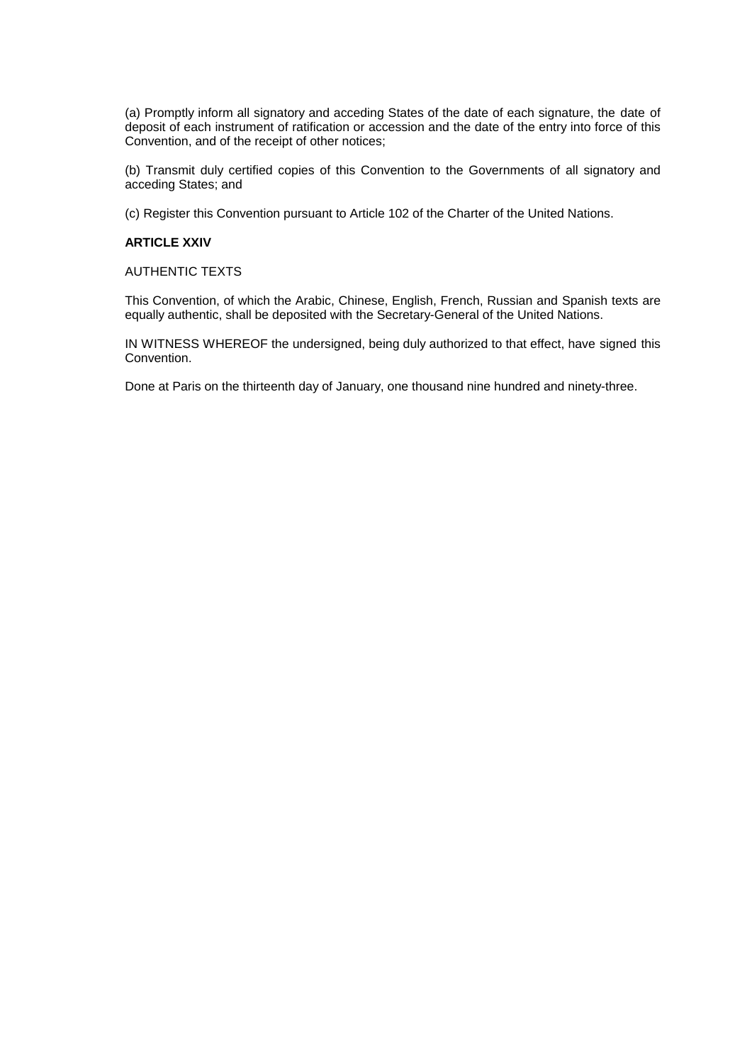(a) Promptly inform all signatory and acceding States of the date of each signature, the date of deposit of each instrument of ratification or accession and the date of the entry into force of this Convention, and of the receipt of other notices;

(b) Transmit duly certified copies of this Convention to the Governments of all signatory and acceding States; and

(c) Register this Convention pursuant to Article 102 of the Charter of the United Nations.

**ARTICLE XXIV**

AUTHENTIC TEXTS

This Convention, of which the Arabic, Chinese, English, French, Russian and Spanish texts are equally authentic, shall be deposited with the Secretary-General of the United Nations.

IN WITNESS WHEREOF the undersigned, being duly authorized to that effect, have signed this Convention.

Done at Paris on the thirteenth day of January, one thousand nine hundred and ninety-three.